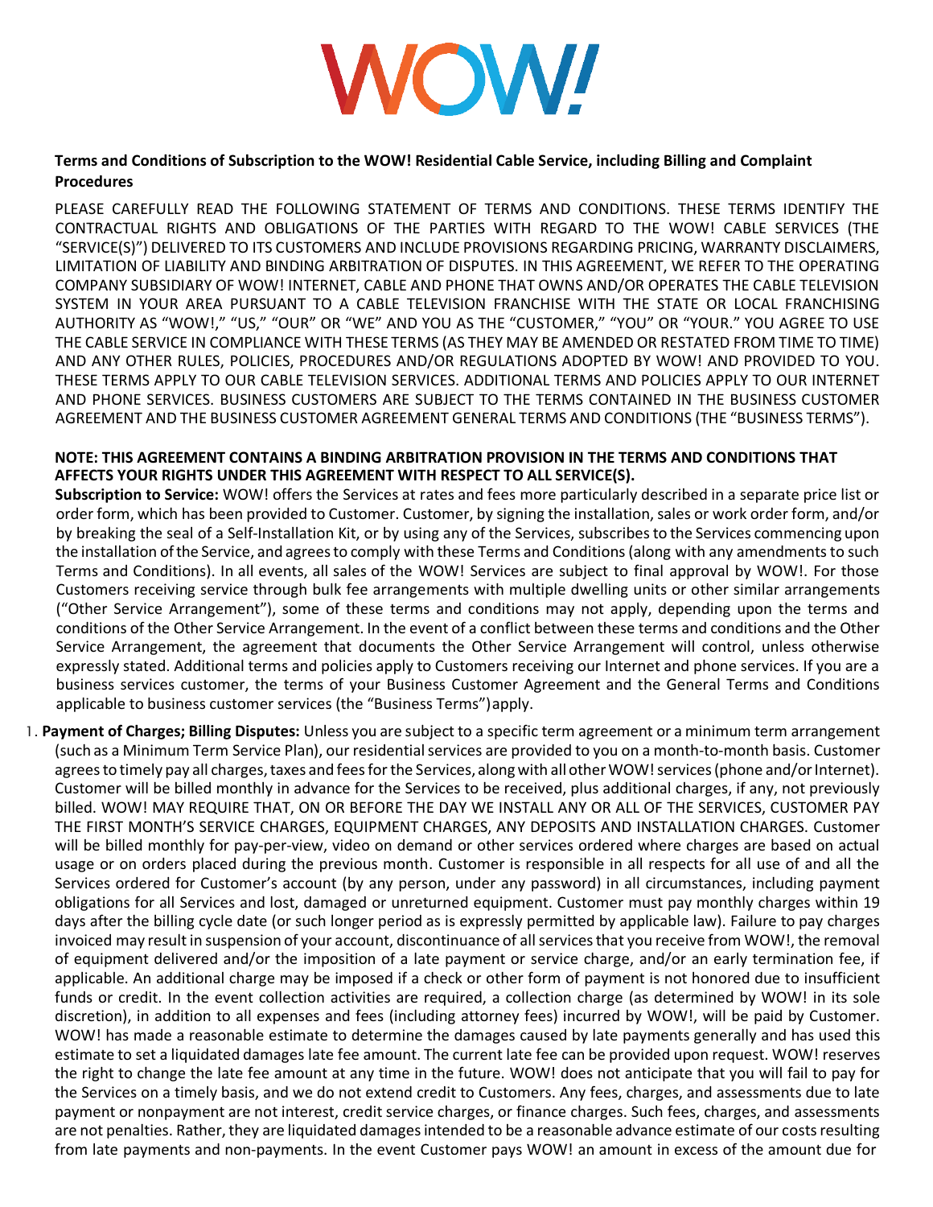**Terms and Conditions of Subscription to the WOW! Residential Cable Service, including Billing and Complaint Procedures**

PLEASE CAREFULLY READ THE FOLLOWING STATEMENT OF TERMS AND CONDITIONS. THESE TERMS IDENTIFY THE CONTRACTUAL RIGHTS AND OBLIGATIONS OF THE PARTIES WITH REGARD TO THE WOW! CABLE SERVICES (THE "SERVICE(S)") DELIVERED TO ITS CUSTOMERS AND INCLUDE PROVISIONS REGARDING PRICING, WARRANTY DISCLAIMERS, LIMITATION OF LIABILITY AND BINDING ARBITRATION OF DISPUTES. IN THIS AGREEMENT, WE REFER TO THE OPERATING COMPANY SUBSIDIARY OF WOW! INTERNET, CABLE AND PHONE THAT OWNS AND/OR OPERATES THE CABLE TELEVISION SYSTEM IN YOUR AREA PURSUANT TO A CABLE TELEVISION FRANCHISE WITH THE STATE OR LOCAL FRANCHISING AUTHORITY AS "WOW!," "US," "OUR" OR "WE" AND YOU AS THE "CUSTOMER," "YOU" OR "YOUR." YOU AGREE TO USE THE CABLE SERVICE IN COMPLIANCE WITH THESE TERMS (AS THEY MAY BE AMENDED OR RESTATED FROM TIME TO TIME) AND ANY OTHER RULES, POLICIES, PROCEDURES AND/OR REGULATIONS ADOPTED BY WOW! AND PROVIDED TO YOU. THESE TERMS APPLY TO OUR CABLE TELEVISION SERVICES. ADDITIONAL TERMS AND POLICIES APPLY TO OUR INTERNET AND PHONE SERVICES. BUSINESS CUSTOMERS ARE SUBJECT TO THE TERMS CONTAINED IN THE BUSINESS CUSTOMER AGREEMENT AND THE BUSINESS CUSTOMER AGREEMENT GENERAL TERMS AND CONDITIONS (THE "BUSINESS TERMS").

**NOTE: THIS AGREEMENT CONTAINS A BINDING ARBITRATION PROVISION IN THE TERMS AND CONDITIONS THAT AFFECTS YOUR RIGHTS UNDER THIS AGREEMENT WITH RESPECT TO ALL SERVICE(S).**

**Subscription to Service:** WOW! offers the Services at rates and fees more particularly described in a separate price list or order form, which has been provided to Customer. Customer, by signing the installation, sales or work order form, and/or by breaking the seal of a Self-Installation Kit, or by using any of the Services, subscribes to the Services commencing upon the installation of the Service, and agrees to comply with these Terms and Conditions (along with any amendments to such Terms and Conditions). In all events, all sales of the WOW! Services are subject to final approval by WOW!. For those Customers receiving service through bulk fee arrangements with multiple dwelling units or other similar arrangements ("Other Service Arrangement"), some of these terms and conditions may not apply, depending upon the terms and conditions of the Other Service Arrangement. In the event of a conflict between these terms and conditions and the Other Service Arrangement, the agreement that documents the Other Service Arrangement will control, unless otherwise expressly stated. Additional terms and policies apply to Customers receiving our Internet and phone services. If you are a business services customer, the terms of your Business Customer Agreement and the General Terms and Conditions applicable to business customer services (the "Business Terms") apply.

1. **Payment of Charges; Billing Disputes:** Unless you are subject to a specific term agreement or a minimum term arrangement (such as a Minimum Term Service Plan), our residential services are provided to you on a month-to-month basis. Customer agrees to timely pay all charges, taxes and fees for the Services, along with all other WOW! services (phone and/or Internet). Customer will be billed monthly in advance for the Services to be received, plus additional charges, if any, not previously billed. WOW! MAY REQUIRE THAT, ON OR BEFORE THE DAY WE INSTALL ANY OR ALL OF THE SERVICES, CUSTOMER PAY THE FIRST MONTH'S SERVICE CHARGES, EQUIPMENT CHARGES, ANY DEPOSITS AND INSTALLATION CHARGES. Customer will be billed monthly for pay-per-view, video on demand or other services ordered where charges are based on actual usage or on orders placed during the previous month. Customer is responsible in all respects for all use of and all the Services ordered for Customer's account (by any person, under any password) in all circumstances, including payment obligations for all Services and lost, damaged or unreturned equipment. Customer must pay monthly charges within 19 days after the billing cycle date (or such longer period as is expressly permitted by applicable law). Failure to pay charges invoiced may result in suspension of your account, discontinuance of all services that you receive from WOW!, the removal of equipment delivered and/or the imposition of a late payment or service charge, and/or an early termination fee, if applicable. An additional charge may be imposed if a check or other form of payment is not honored due to insufficient funds or credit. In the event collection activities are required, a collection charge (as determined by WOW! in its sole discretion), in addition to all expenses and fees (including attorney fees) incurred by WOW!, will be paid by Customer. WOW! has made a reasonable estimate to determine the damages caused by late payments generally and has used this estimate to set a liquidated damages late fee amount. The current late fee can be provided upon request. WOW! reserves the right to change the late fee amount at any time in the future. WOW! does not anticipate that you will fail to pay for the Services on a timely basis, and we do not extend credit to Customers. Any fees, charges, and assessments due to late payment or nonpayment are not interest, credit service charges, or finance charges. Such fees, charges, and assessments are not penalties. Rather, they are liquidated damages intended to be a reasonable advance estimate of our costs resulting from late payments and non-payments. In the event Customer pays WOW! an amount in excess of the amount due for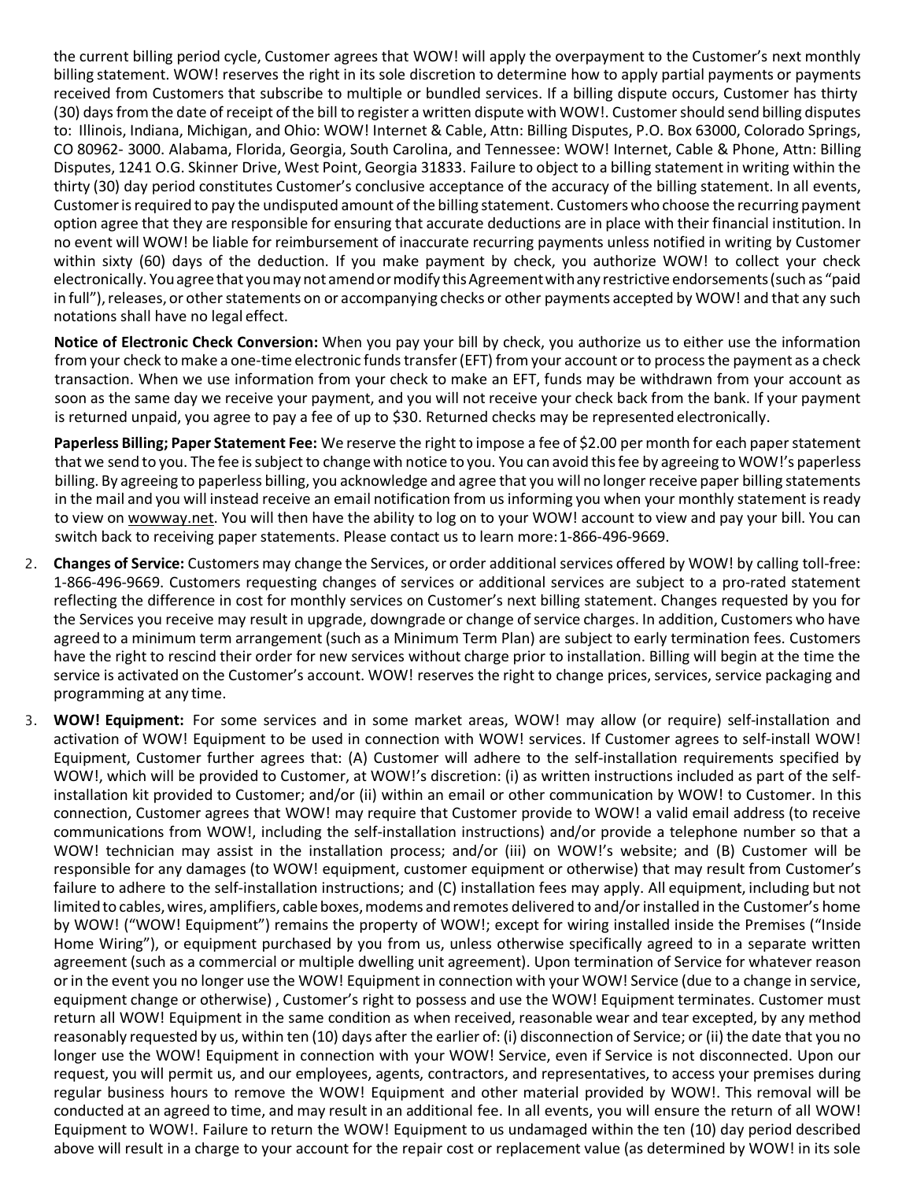the current billing period cycle, Customer agrees that WOW! will apply the overpayment to the Customer's next monthly billing statement. WOW! reserves the right in its sole discretion to determine how to apply partial payments or payments received from Customers that subscribe to multiple or bundled services. If a billing dispute occurs, Customer has thirty (30) days from the date of receipt of the bill to register a written dispute with WOW!. Customer should send billing disputes to: Illinois, Indiana, Michigan, and Ohio: WOW! Internet & Cable, Attn: Billing Disputes, P.O. Box 63000, Colorado Springs, CO 80962- 3000. Alabama, Florida, Georgia, South Carolina, and Tennessee: WOW! Internet, Cable & Phone, Attn: Billing Disputes, 1241 O.G. Skinner Drive, West Point, Georgia 31833. Failure to object to a billing statement in writing within the thirty (30) day period constitutes Customer's conclusive acceptance of the accuracy of the billing statement. In all events, Customer is required to pay the undisputed amount of the billing statement. Customers who choose the recurring payment option agree that they are responsible for ensuring that accurate deductions are in place with their financial institution. In no event will WOW! be liable for reimbursement of inaccurate recurring payments unless notified in writing by Customer within sixty (60) days of the deduction. If you make payment by check, you authorize WOW! to collect your check electronically. You agree that you may not amend or modify this Agreement with any restrictive endorsements (such as "paid in full"), releases, or other statements on or accompanying checks or other payments accepted by WOW! and that any such notations shall have no legal effect.

**Notice of Electronic Check Conversion:** When you pay your bill by check, you authorize us to either use the information from your check to make a one-time electronic funds transfer (EFT) from your account or to process the payment as a check transaction. When we use information from your check to make an EFT, funds may be withdrawn from your account as soon as the same day we receive your payment, and you will not receive your check back from the bank. If your payment is returned unpaid, you agree to pay a fee of up to $30. Returned checks may be represented electronically.

**Paperless Billing; Paper Statement Fee:** We reserve the right to impose a fee of $2.00 per month for each paper statement that we send to you. The fee is subject to change with notice to you. You can avoid this fee by agreeing to WOW!'s paperless billing. By agreeing to paperless billing, you acknowledge and agree that you will no longer receive paper billing statements in the mail and you will instead receive an email notification from us informing you when your monthly statement is ready to view on wowway.net. You will then have the ability to log on to your WOW! account to view and pay your bill. You can switch back to receiving paper statements. Please contact us to learn more: 1-866-496-9669.

2. **Changes of Service:** Customers may change the Services, or order additional services offered by WOW! by calling toll-free: 1-866-496-9669. Customers requesting changes of services or additional services are subject to a pro-rated statement reflecting the difference in cost for monthly services on Customer's next billing statement. Changes requested by you for the Services you receive may result in upgrade, downgrade or change of service charges. In addition, Customers who have agreed to a minimum term arrangement (such as a Minimum Term Plan) are subject to early termination fees. Customers have the right to rescind their order for new services without charge prior to installation. Billing will begin at the time the service is activated on the Customer's account. WOW! reserves the right to change prices, services, service packaging and programming at any time.

3. **WOW! Equipment:** For some services and in some market areas, WOW! may allow (or require) self-installation and activation of WOW! Equipment to be used in connection with WOW! services. If Customer agrees to self-install WOW! Equipment, Customer further agrees that: (A) Customer will adhere to the self-installation requirements specified by WOW!, which will be provided to Customer, at WOW!'s discretion: (i) as written instructions included as part of the self-installation kit provided to Customer; and/or (ii) within an email or other communication by WOW! to Customer. In this connection, Customer agrees that WOW! may require that Customer provide to WOW! a valid email address (to receive communications from WOW!, including the self-installation instructions) and/or provide a telephone number so that a WOW! technician may assist in the installation process; and/or (iii) on WOW!'s website; and (B) Customer will be responsible for any damages (to WOW! equipment, customer equipment or otherwise) that may result from Customer's failure to adhere to the self-installation instructions; and (C) installation fees may apply. All equipment, including but not limited to cables, wires, amplifiers, cable boxes, modems and remotes delivered to and/or installed in the Customer's home by WOW! ("WOW! Equipment") remains the property of WOW!; except for wiring installed inside the Premises ("Inside Home Wiring"), or equipment purchased by you from us, unless otherwise specifically agreed to in a separate written agreement (such as a commercial or multiple dwelling unit agreement). Upon termination of Service for whatever reason or in the event you no longer use the WOW! Equipment in connection with your WOW! Service (due to a change in service, equipment change or otherwise) , Customer's right to possess and use the WOW! Equipment terminates. Customer must return all WOW! Equipment in the same condition as when received, reasonable wear and tear excepted, by any method reasonably requested by us, within ten (10) days after the earlier of: (i) disconnection of Service; or (ii) the date that you no longer use the WOW! Equipment in connection with your WOW! Service, even if Service is not disconnected. Upon our request, you will permit us, and our employees, agents, contractors, and representatives, to access your premises during regular business hours to remove the WOW! Equipment and other material provided by WOW!. This removal will be conducted at an agreed to time, and may result in an additional fee. In all events, you will ensure the return of all WOW! Equipment to WOW!. Failure to return the WOW! Equipment to us undamaged within the ten (10) day period described above will result in a charge to your account for the repair cost or replacement value (as determined by WOW! in its sole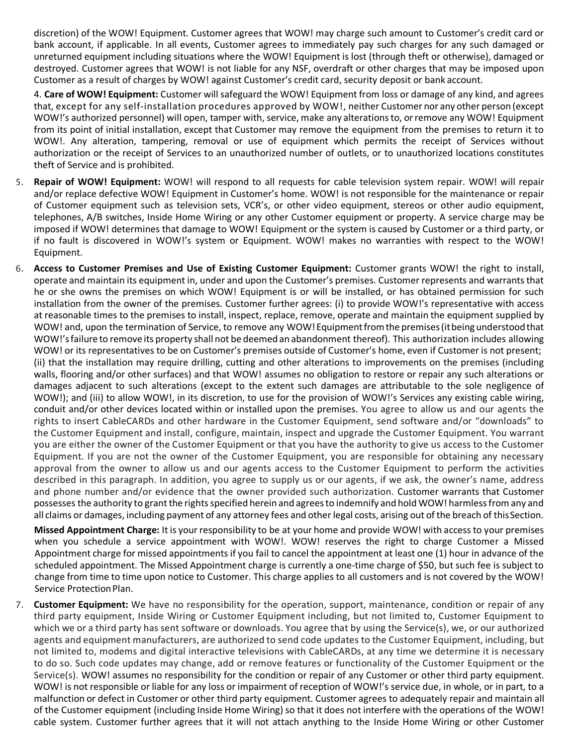discretion) of the WOW! Equipment. Customer agrees that WOW! may charge such amount to Customer's credit card or bank account, if applicable. In all events, Customer agrees to immediately pay such charges for any such damaged or unreturned equipment including situations where the WOW! Equipment is lost (through theft or otherwise), damaged or destroyed. Customer agrees that WOW! is not liable for any NSF, overdraft or other charges that may be imposed upon Customer as a result of charges by WOW! against Customer's credit card, security deposit or bank account.

4. **Care of WOW! Equipment:** Customer will safeguard the WOW! Equipment from loss or damage of any kind, and agrees that, except for any self-installation procedures approved by WOW!, neither Customer nor any other person (except WOW!'s authorized personnel) will open, tamper with, service, make any alterations to, or remove any WOW! Equipment from its point of initial installation, except that Customer may remove the equipment from the premises to return it to WOW!. Any alteration, tampering, removal or use of equipment which permits the receipt of Services without authorization or the receipt of Services to an unauthorized number of outlets, or to unauthorized locations constitutes theft of Service and is prohibited.

5. **Repair of WOW! Equipment:** WOW! will respond to all requests for cable television system repair. WOW! will repair and/or replace defective WOW! Equipment in Customer's home. WOW! is not responsible for the maintenance or repair of Customer equipment such as television sets, VCR's, or other video equipment, stereos or other audio equipment, telephones, A/B switches, Inside Home Wiring or any other Customer equipment or property. A service charge may be imposed if WOW! determines that damage to WOW! Equipment or the system is caused by Customer or a third party, or if no fault is discovered in WOW!'s system or Equipment. WOW! makes no warranties with respect to the WOW! Equipment.

6. **Access to Customer Premises and Use of Existing Customer Equipment:** Customer grants WOW! the right to install, operate and maintain its equipment in, under and upon the Customer's premises. Customer represents and warrants that he or she owns the premises on which WOW! Equipment is or will be installed, or has obtained permission for such installation from the owner of the premises. Customer further agrees: (i) to provide WOW!'s representative with access at reasonable times to the premises to install, inspect, replace, remove, operate and maintain the equipment supplied by WOW! and, upon the termination of Service, to remove any WOW! Equipment from the premises (it being understood that WOW!'s failure to remove its property shall not be deemed an abandonment thereof). This authorization includes allowing WOW! or its representatives to be on Customer's premises outside of Customer's home, even if Customer is not present; (ii) that the installation may require drilling, cutting and other alterations to improvements on the premises (including walls, flooring and/or other surfaces) and that WOW! assumes no obligation to restore or repair any such alterations or damages adjacent to such alterations (except to the extent such damages are attributable to the sole negligence of WOW!); and (iii) to allow WOW!, in its discretion, to use for the provision of WOW!'s Services any existing cable wiring, conduit and/or other devices located within or installed upon the premises. You agree to allow us and our agents the rights to insert CableCARDs and other hardware in the Customer Equipment, send software and/or "downloads" to the Customer Equipment and install, configure, maintain, inspect and upgrade the Customer Equipment. You warrant you are either the owner of the Customer Equipment or that you have the authority to give us access to the Customer Equipment. If you are not the owner of the Customer Equipment, you are responsible for obtaining any necessary approval from the owner to allow us and our agents access to the Customer Equipment to perform the activities described in this paragraph. In addition, you agree to supply us or our agents, if we ask, the owner's name, address and phone number and/or evidence that the owner provided such authorization. Customer warrants that Customer possesses the authority to grant the rights specified herein and agrees to indemnify and hold WOW! harmless from any and all claims or damages, including payment of any attorney fees and other legal costs, arising out of the breach of this Section.

   **Missed Appointment Charge:** It is your responsibility to be at your home and provide WOW! with access to your premises when you schedule a service appointment with WOW!. WOW! reserves the right to charge Customer a Missed Appointment charge for missed appointments if you fail to cancel the appointment at least one (1) hour in advance of the scheduled appointment. The Missed Appointment charge is currently a one-time charge of $50, but such fee is subject to change from time to time upon notice to Customer. This charge applies to all customers and is not covered by the WOW! Service Protection Plan.

7. **Customer Equipment:** We have no responsibility for the operation, support, maintenance, condition or repair of any third party equipment, Inside Wiring or Customer Equipment including, but not limited to, Customer Equipment to which we or a third party has sent software or downloads. You agree that by using the Service(s), we, or our authorized agents and equipment manufacturers, are authorized to send code updates to the Customer Equipment, including, but not limited to, modems and digital interactive televisions with CableCARDs, at any time we determine it is necessary to do so. Such code updates may change, add or remove features or functionality of the Customer Equipment or the Service(s). WOW! assumes no responsibility for the condition or repair of any Customer or other third party equipment. WOW! is not responsible or liable for any loss or impairment of reception of WOW!'s service due, in whole, or in part, to a malfunction or defect in Customer or other third party equipment. Customer agrees to adequately repair and maintain all of the Customer equipment (including Inside Home Wiring) so that it does not interfere with the operations of the WOW! cable system. Customer further agrees that it will not attach anything to the Inside Home Wiring or other Customer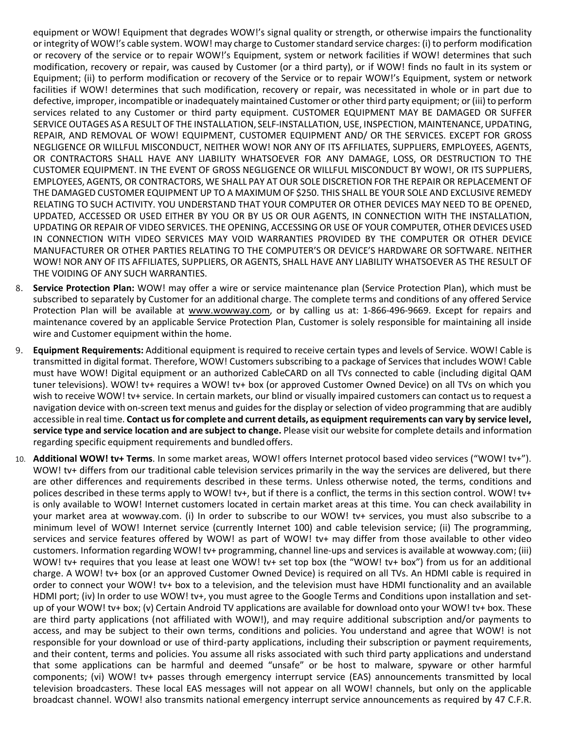equipment or WOW! Equipment that degrades WOW!'s signal quality or strength, or otherwise impairs the functionality or integrity of WOW!'s cable system. WOW! may charge to Customer standard service charges: (i) to perform modification or recovery of the service or to repair WOW!'s Equipment, system or network facilities if WOW! determines that such modification, recovery or repair, was caused by Customer (or a third party), or if WOW! finds no fault in its system or Equipment; (ii) to perform modification or recovery of the Service or to repair WOW!'s Equipment, system or network facilities if WOW! determines that such modification, recovery or repair, was necessitated in whole or in part due to defective, improper, incompatible or inadequately maintained Customer or other third party equipment; or (iii) to perform services related to any Customer or third party equipment. CUSTOMER EQUIPMENT MAY BE DAMAGED OR SUFFER SERVICE OUTAGES AS A RESULT OF THE INSTALLATION, SELF-INSTALLATION, USE, INSPECTION, MAINTENANCE, UPDATING, REPAIR, AND REMOVAL OF WOW! EQUIPMENT, CUSTOMER EQUIPMENT AND/ OR THE SERVICES. EXCEPT FOR GROSS NEGLIGENCE OR WILLFUL MISCONDUCT, NEITHER WOW! NOR ANY OF ITS AFFILIATES, SUPPLIERS, EMPLOYEES, AGENTS, OR CONTRACTORS SHALL HAVE ANY LIABILITY WHATSOEVER FOR ANY DAMAGE, LOSS, OR DESTRUCTION TO THE CUSTOMER EQUIPMENT. IN THE EVENT OF GROSS NEGLIGENCE OR WILLFUL MISCONDUCT BY WOW!, OR ITS SUPPLIERS, EMPLOYEES, AGENTS, OR CONTRACTORS, WE SHALL PAY AT OUR SOLE DISCRETION FOR THE REPAIR OR REPLACEMENT OF THE DAMAGED CUSTOMER EQUIPMENT UP TO A MAXIMUM OF $250. THIS SHALL BE YOUR SOLE AND EXCLUSIVE REMEDY RELATING TO SUCH ACTIVITY. YOU UNDERSTAND THAT YOUR COMPUTER OR OTHER DEVICES MAY NEED TO BE OPENED, UPDATED, ACCESSED OR USED EITHER BY YOU OR BY US OR OUR AGENTS, IN CONNECTION WITH THE INSTALLATION, UPDATING OR REPAIR OF VIDEO SERVICES. THE OPENING, ACCESSING OR USE OF YOUR COMPUTER, OTHER DEVICES USED IN CONNECTION WITH VIDEO SERVICES MAY VOID WARRANTIES PROVIDED BY THE COMPUTER OR OTHER DEVICE MANUFACTURER OR OTHER PARTIES RELATING TO THE COMPUTER'S OR DEVICE'S HARDWARE OR SOFTWARE. NEITHER WOW! NOR ANY OF ITS AFFILIATES, SUPPLIERS, OR AGENTS, SHALL HAVE ANY LIABILITY WHATSOEVER AS THE RESULT OF THE VOIDING OF ANY SUCH WARRANTIES.

8. **Service Protection Plan:** WOW! may offer a wire or service maintenance plan (Service Protection Plan), which must be subscribed to separately by Customer for an additional charge. The complete terms and conditions of any offered Service Protection Plan will be available at www.wowway.com, or by calling us at: 1-866-496-9669. Except for repairs and maintenance covered by an applicable Service Protection Plan, Customer is solely responsible for maintaining all inside wire and Customer equipment within the home.

9. **Equipment Requirements:** Additional equipment is required to receive certain types and levels of Service. WOW! Cable is transmitted in digital format. Therefore, WOW! Customers subscribing to a package of Services that includes WOW! Cable must have WOW! Digital equipment or an authorized CableCARD on all TVs connected to cable (including digital QAM tuner televisions). WOW! tv+ requires a WOW! tv+ box (or approved Customer Owned Device) on all TVs on which you wish to receive WOW! tv+ service. In certain markets, our blind or visually impaired customers can contact us to request a navigation device with on-screen text menus and guides for the display or selection of video programming that are audibly accessible in real time. **Contact us for complete and current details, as equipment requirements can vary by service level, service type and service location and are subject to change.** Please visit our website for complete details and information regarding specific equipment requirements and bundled offers.

10. **Additional WOW! tv+ Terms**. In some market areas, WOW! offers Internet protocol based video services ("WOW! tv+"). WOW! tv+ differs from our traditional cable television services primarily in the way the services are delivered, but there are other differences and requirements described in these terms. Unless otherwise noted, the terms, conditions and polices described in these terms apply to WOW! tv+, but if there is a conflict, the terms in this section control. WOW! tv+ is only available to WOW! Internet customers located in certain market areas at this time. You can check availability in your market area at wowway.com. (i) In order to subscribe to our WOW! tv+ services, you must also subscribe to a minimum level of WOW! Internet service (currently Internet 100) and cable television service; (ii) The programming, services and service features offered by WOW! as part of WOW! tv+ may differ from those available to other video customers. Information regarding WOW! tv+ programming, channel line-ups and services is available at wowway.com; (iii) WOW! tv+ requires that you lease at least one WOW! tv+ set top box (the "WOW! tv+ box") from us for an additional charge. A WOW! tv+ box (or an approved Customer Owned Device) is required on all TVs. An HDMI cable is required in order to connect your WOW! tv+ box to a television, and the television must have HDMI functionality and an available HDMI port; (iv) In order to use WOW! tv+, you must agree to the Google Terms and Conditions upon installation and set-up of your WOW! tv+ box; (v) Certain Android TV applications are available for download onto your WOW! tv+ box. These are third party applications (not affiliated with WOW!), and may require additional subscription and/or payments to access, and may be subject to their own terms, conditions and policies. You understand and agree that WOW! is not responsible for your download or use of third-party applications, including their subscription or payment requirements, and their content, terms and policies. You assume all risks associated with such third party applications and understand that some applications can be harmful and deemed "unsafe" or be host to malware, spyware or other harmful components; (vi) WOW! tv+ passes through emergency interrupt service (EAS) announcements transmitted by local television broadcasters. These local EAS messages will not appear on all WOW! channels, but only on the applicable broadcast channel. WOW! also transmits national emergency interrupt service announcements as required by 47 C.F.R.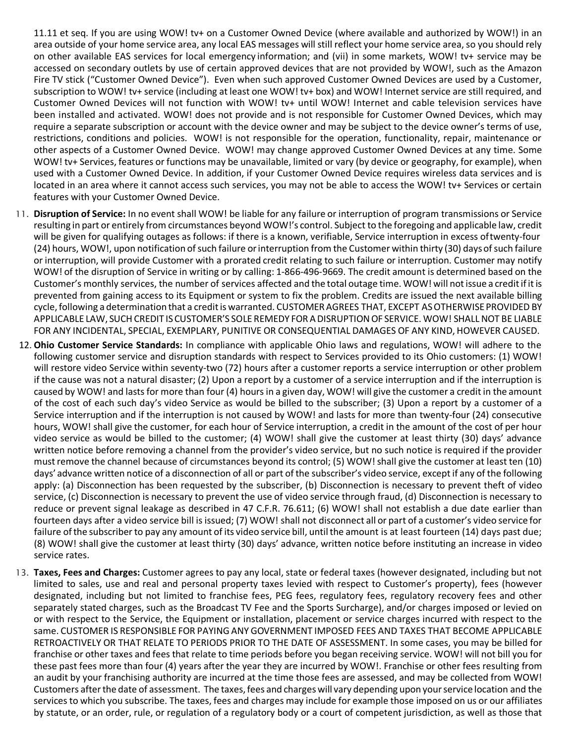11.11 et seq. If you are using WOW! tv+ on a Customer Owned Device (where available and authorized by WOW!) in an area outside of your home service area, any local EAS messages will still reflect your home service area, so you should rely on other available EAS services for local emergency information; and (vii) in some markets, WOW! tv+ service may be accessed on secondary outlets by use of certain approved devices that are not provided by WOW!, such as the Amazon Fire TV stick ("Customer Owned Device"). Even when such approved Customer Owned Devices are used by a Customer, subscription to WOW! tv+ service (including at least one WOW! tv+ box) and WOW! Internet service are still required, and Customer Owned Devices will not function with WOW! tv+ until WOW! Internet and cable television services have been installed and activated. WOW! does not provide and is not responsible for Customer Owned Devices, which may require a separate subscription or account with the device owner and may be subject to the device owner's terms of use, restrictions, conditions and policies. WOW! is not responsible for the operation, functionality, repair, maintenance or other aspects of a Customer Owned Device. WOW! may change approved Customer Owned Devices at any time. Some WOW! tv+ Services, features or functions may be unavailable, limited or vary (by device or geography, for example), when used with a Customer Owned Device. In addition, if your Customer Owned Device requires wireless data services and is located in an area where it cannot access such services, you may not be able to access the WOW! tv+ Services or certain features with your Customer Owned Device.

11. **Disruption of Service:** In no event shall WOW! be liable for any failure or interruption of program transmissions or Service resulting in part or entirely from circumstances beyond WOW!'s control. Subject to the foregoing and applicable law, credit will be given for qualifying outages as follows: if there is a known, verifiable, Service interruption in excess of twenty-four (24) hours, WOW!, upon notification of such failure or interruption from the Customer within thirty (30) days of such failure or interruption, will provide Customer with a prorated credit relating to such failure or interruption. Customer may notify WOW! of the disruption of Service in writing or by calling: 1-866-496-9669. The credit amount is determined based on the Customer's monthly services, the number of services affected and the total outage time. WOW! will not issue a credit if it is prevented from gaining access to its Equipment or system to fix the problem. Credits are issued the next available billing cycle, following a determination that a credit is warranted. CUSTOMER AGREES THAT, EXCEPT AS OTHERWISE PROVIDED BY APPLICABLE LAW, SUCH CREDIT IS CUSTOMER'S SOLE REMEDY FOR A DISRUPTION OF SERVICE. WOW! SHALL NOT BE LIABLE FOR ANY INCIDENTAL, SPECIAL, EXEMPLARY, PUNITIVE OR CONSEQUENTIAL DAMAGES OF ANY KIND, HOWEVER CAUSED.

12. **Ohio Customer Service Standards:** In compliance with applicable Ohio laws and regulations, WOW! will adhere to the following customer service and disruption standards with respect to Services provided to its Ohio customers: (1) WOW! will restore video Service within seventy-two (72) hours after a customer reports a service interruption or other problem if the cause was not a natural disaster; (2) Upon a report by a customer of a service interruption and if the interruption is caused by WOW! and lasts for more than four (4) hours in a given day, WOW! will give the customer a credit in the amount of the cost of each such day's video Service as would be billed to the subscriber; (3) Upon a report by a customer of a Service interruption and if the interruption is not caused by WOW! and lasts for more than twenty-four (24) consecutive hours, WOW! shall give the customer, for each hour of Service interruption, a credit in the amount of the cost of per hour video service as would be billed to the customer; (4) WOW! shall give the customer at least thirty (30) days' advance written notice before removing a channel from the provider's video service, but no such notice is required if the provider must remove the channel because of circumstances beyond its control; (5) WOW! shall give the customer at least ten (10) days' advance written notice of a disconnection of all or part of the subscriber's video service, except if any of the following apply: (a) Disconnection has been requested by the subscriber, (b) Disconnection is necessary to prevent theft of video service, (c) Disconnection is necessary to prevent the use of video service through fraud, (d) Disconnection is necessary to reduce or prevent signal leakage as described in 47 C.F.R. 76.611; (6) WOW! shall not establish a due date earlier than fourteen days after a video service bill is issued; (7) WOW! shall not disconnect all or part of a customer's video service for failure of the subscriber to pay any amount of its video service bill, until the amount is at least fourteen (14) days past due; (8) WOW! shall give the customer at least thirty (30) days' advance, written notice before instituting an increase in video service rates.

13. **Taxes, Fees and Charges:** Customer agrees to pay any local, state or federal taxes (however designated, including but not limited to sales, use and real and personal property taxes levied with respect to Customer's property), fees (however designated, including but not limited to franchise fees, PEG fees, regulatory fees, regulatory recovery fees and other separately stated charges, such as the Broadcast TV Fee and the Sports Surcharge), and/or charges imposed or levied on or with respect to the Service, the Equipment or installation, placement or service charges incurred with respect to the same. CUSTOMER IS RESPONSIBLE FOR PAYING ANY GOVERNMENT IMPOSED FEES AND TAXES THAT BECOME APPLICABLE RETROACTIVELY OR THAT RELATE TO PERIODS PRIOR TO THE DATE OF ASSESSMENT. In some cases, you may be billed for franchise or other taxes and fees that relate to time periods before you began receiving service. WOW! will not bill you for these past fees more than four (4) years after the year they are incurred by WOW!. Franchise or other fees resulting from an audit by your franchising authority are incurred at the time those fees are assessed, and may be collected from WOW! Customers after the date of assessment. The taxes, fees and charges will vary depending upon your service location and the services to which you subscribe. The taxes, fees and charges may include for example those imposed on us or our affiliates by statute, or an order, rule, or regulation of a regulatory body or a court of competent jurisdiction, as well as those that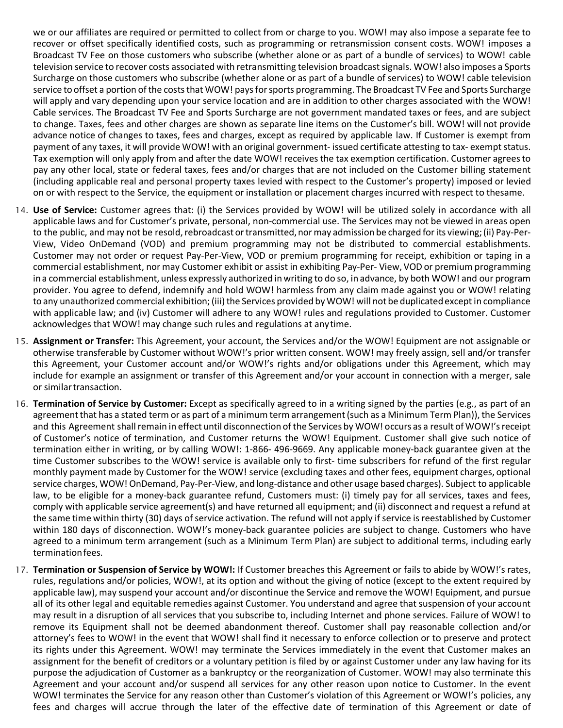we or our affiliates are required or permitted to collect from or charge to you. WOW! may also impose a separate fee to recover or offset specifically identified costs, such as programming or retransmission consent costs. WOW! imposes a Broadcast TV Fee on those customers who subscribe (whether alone or as part of a bundle of services) to WOW! cable television service to recover costs associated with retransmitting television broadcast signals. WOW! also imposes a Sports Surcharge on those customers who subscribe (whether alone or as part of a bundle of services) to WOW! cable television service to offset a portion of the costs that WOW! pays for sports programming. The Broadcast TV Fee and Sports Surcharge will apply and vary depending upon your service location and are in addition to other charges associated with the WOW! Cable services. The Broadcast TV Fee and Sports Surcharge are not government mandated taxes or fees, and are subject to change. Taxes, fees and other charges are shown as separate line items on the Customer's bill. WOW! will not provide advance notice of changes to taxes, fees and charges, except as required by applicable law. If Customer is exempt from payment of any taxes, it will provide WOW! with an original government- issued certificate attesting to tax- exempt status. Tax exemption will only apply from and after the date WOW! receives the tax exemption certification. Customer agrees to pay any other local, state or federal taxes, fees and/or charges that are not included on the Customer billing statement (including applicable real and personal property taxes levied with respect to the Customer's property) imposed or levied on or with respect to the Service, the equipment or installation or placement charges incurred with respect to thesame.

14. **Use of Service:** Customer agrees that: (i) the Services provided by WOW! will be utilized solely in accordance with all applicable laws and for Customer's private, personal, non-commercial use. The Services may not be viewed in areas open to the public, and may not be resold, rebroadcast or transmitted, nor may admission be charged for its viewing; (ii) Pay-Per-View, Video OnDemand (VOD) and premium programming may not be distributed to commercial establishments. Customer may not order or request Pay-Per-View, VOD or premium programming for receipt, exhibition or taping in a commercial establishment, nor may Customer exhibit or assist in exhibiting Pay-Per- View, VOD or premium programming in a commercial establishment, unless expressly authorized in writing to do so, in advance, by both WOW! and our program provider. You agree to defend, indemnify and hold WOW! harmless from any claim made against you or WOW! relating to any unauthorized commercial exhibition; (iii) the Services provided by WOW! will not be duplicated except in compliance with applicable law; and (iv) Customer will adhere to any WOW! rules and regulations provided to Customer. Customer acknowledges that WOW! may change such rules and regulations at anytime.

15. **Assignment or Transfer:** This Agreement, your account, the Services and/or the WOW! Equipment are not assignable or otherwise transferable by Customer without WOW!'s prior written consent. WOW! may freely assign, sell and/or transfer this Agreement, your Customer account and/or WOW!'s rights and/or obligations under this Agreement, which may include for example an assignment or transfer of this Agreement and/or your account in connection with a merger, sale or similartransaction.

16. **Termination of Service by Customer:** Except as specifically agreed to in a writing signed by the parties (e.g., as part of an agreement that has a stated term or as part of a minimum term arrangement (such as a Minimum Term Plan)), the Services and this Agreement shall remain in effect until disconnection of the Services by WOW! occurs as a result of WOW!'s receipt of Customer's notice of termination, and Customer returns the WOW! Equipment. Customer shall give such notice of termination either in writing, or by calling WOW!: 1-866- 496-9669. Any applicable money-back guarantee given at the time Customer subscribes to the WOW! service is available only to first- time subscribers for refund of the first regular monthly payment made by Customer for the WOW! service (excluding taxes and other fees, equipment charges, optional service charges, WOW! OnDemand, Pay-Per-View, and long-distance and other usage based charges). Subject to applicable law, to be eligible for a money-back guarantee refund, Customers must: (i) timely pay for all services, taxes and fees, comply with applicable service agreement(s) and have returned all equipment; and (ii) disconnect and request a refund at the same time within thirty (30) days of service activation. The refund will not apply if service is reestablished by Customer within 180 days of disconnection. WOW!'s money-back guarantee policies are subject to change. Customers who have agreed to a minimum term arrangement (such as a Minimum Term Plan) are subject to additional terms, including early terminationfees.

17. **Termination or Suspension of Service by WOW!:** If Customer breaches this Agreement or fails to abide by WOW!'s rates, rules, regulations and/or policies, WOW!, at its option and without the giving of notice (except to the extent required by applicable law), may suspend your account and/or discontinue the Service and remove the WOW! Equipment, and pursue all of its other legal and equitable remedies against Customer. You understand and agree that suspension of your account may result in a disruption of all services that you subscribe to, including Internet and phone services. Failure of WOW! to remove its Equipment shall not be deemed abandonment thereof. Customer shall pay reasonable collection and/or attorney's fees to WOW! in the event that WOW! shall find it necessary to enforce collection or to preserve and protect its rights under this Agreement. WOW! may terminate the Services immediately in the event that Customer makes an assignment for the benefit of creditors or a voluntary petition is filed by or against Customer under any law having for its purpose the adjudication of Customer as a bankruptcy or the reorganization of Customer. WOW! may also terminate this Agreement and your account and/or suspend all services for any other reason upon notice to Customer. In the event WOW! terminates the Service for any reason other than Customer's violation of this Agreement or WOW!'s policies, any fees and charges will accrue through the later of the effective date of termination of this Agreement or date of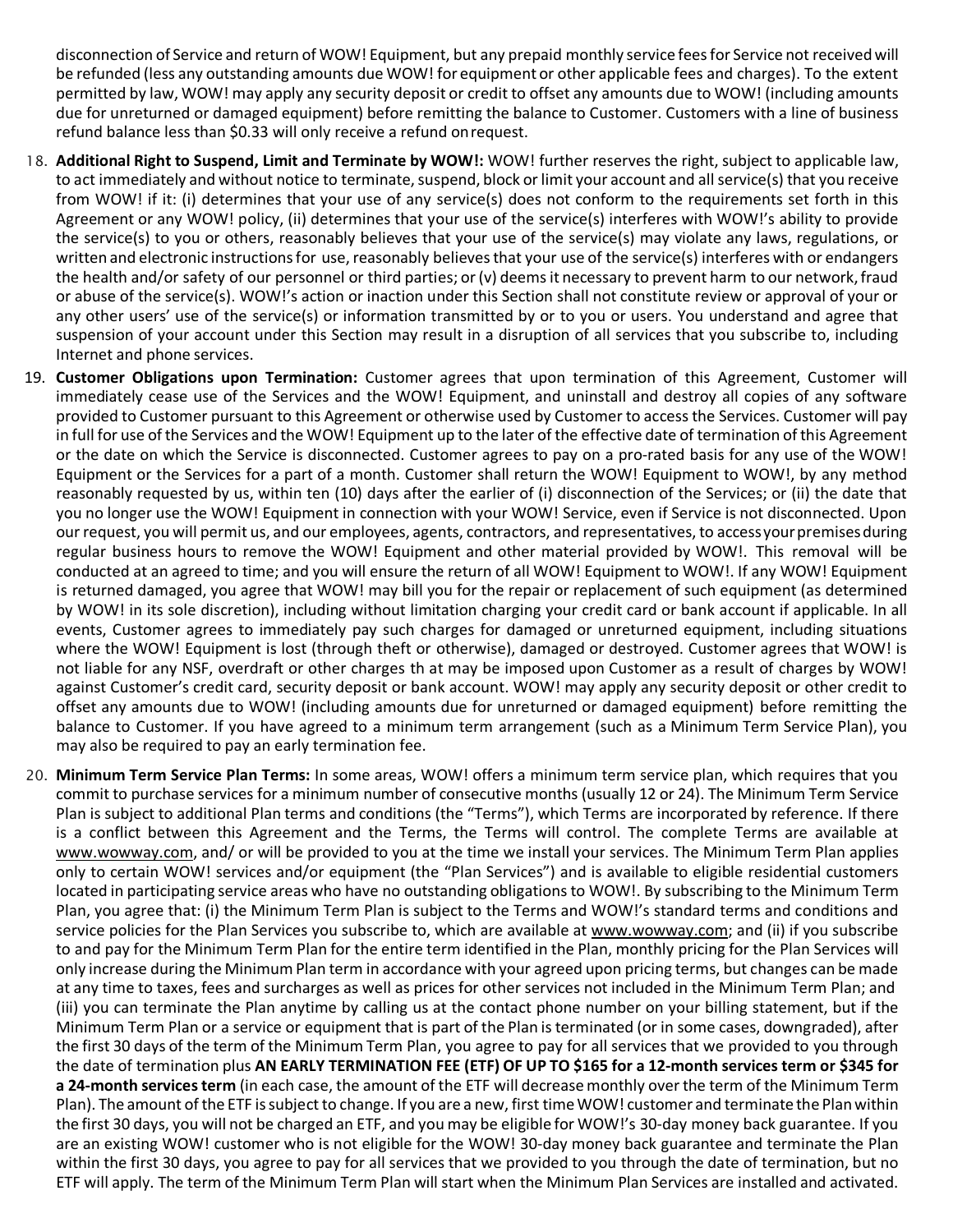disconnection of Service and return of WOW! Equipment, but any prepaid monthly service fees for Service not received will be refunded (less any outstanding amounts due WOW! for equipment or other applicable fees and charges). To the extent permitted by law, WOW! may apply any security deposit or credit to offset any amounts due to WOW! (including amounts due for unreturned or damaged equipment) before remitting the balance to Customer. Customers with a line of business refund balance less than $0.33 will only receive a refund on request.

18. **Additional Right to Suspend, Limit and Terminate by WOW!:** WOW! further reserves the right, subject to applicable law, to act immediately and without notice to terminate, suspend, block or limit your account and all service(s) that you receive from WOW! if it: (i) determines that your use of any service(s) does not conform to the requirements set forth in this Agreement or any WOW! policy, (ii) determines that your use of the service(s) interferes with WOW!'s ability to provide the service(s) to you or others, reasonably believes that your use of the service(s) may violate any laws, regulations, or written and electronic instructions for use, reasonably believes that your use of the service(s) interferes with or endangers the health and/or safety of our personnel or third parties; or (v) deems it necessary to prevent harm to our network, fraud or abuse of the service(s). WOW!'s action or inaction under this Section shall not constitute review or approval of your or any other users' use of the service(s) or information transmitted by or to you or users. You understand and agree that suspension of your account under this Section may result in a disruption of all services that you subscribe to, including Internet and phone services.

19. **Customer Obligations upon Termination:** Customer agrees that upon termination of this Agreement, Customer will immediately cease use of the Services and the WOW! Equipment, and uninstall and destroy all copies of any software provided to Customer pursuant to this Agreement or otherwise used by Customer to access the Services. Customer will pay in full for use of the Services and the WOW! Equipment up to the later of the effective date of termination of this Agreement or the date on which the Service is disconnected. Customer agrees to pay on a pro-rated basis for any use of the WOW! Equipment or the Services for a part of a month. Customer shall return the WOW! Equipment to WOW!, by any method reasonably requested by us, within ten (10) days after the earlier of (i) disconnection of the Services; or (ii) the date that you no longer use the WOW! Equipment in connection with your WOW! Service, even if Service is not disconnected. Upon our request, you will permit us, and our employees, agents, contractors, and representatives, to access your premises during regular business hours to remove the WOW! Equipment and other material provided by WOW!. This removal will be conducted at an agreed to time; and you will ensure the return of all WOW! Equipment to WOW!. If any WOW! Equipment is returned damaged, you agree that WOW! may bill you for the repair or replacement of such equipment (as determined by WOW! in its sole discretion), including without limitation charging your credit card or bank account if applicable. In all events, Customer agrees to immediately pay such charges for damaged or unreturned equipment, including situations where the WOW! Equipment is lost (through theft or otherwise), damaged or destroyed. Customer agrees that WOW! is not liable for any NSF, overdraft or other charges th at may be imposed upon Customer as a result of charges by WOW! against Customer's credit card, security deposit or bank account. WOW! may apply any security deposit or other credit to offset any amounts due to WOW! (including amounts due for unreturned or damaged equipment) before remitting the balance to Customer. If you have agreed to a minimum term arrangement (such as a Minimum Term Service Plan), you may also be required to pay an early termination fee.

20. **Minimum Term Service Plan Terms:** In some areas, WOW! offers a minimum term service plan, which requires that you commit to purchase services for a minimum number of consecutive months (usually 12 or 24). The Minimum Term Service Plan is subject to additional Plan terms and conditions (the "Terms"), which Terms are incorporated by reference. If there is a conflict between this Agreement and the Terms, the Terms will control. The complete Terms are available at www.wowway.com, and/ or will be provided to you at the time we install your services. The Minimum Term Plan applies only to certain WOW! services and/or equipment (the "Plan Services") and is available to eligible residential customers located in participating service areas who have no outstanding obligations to WOW!. By subscribing to the Minimum Term Plan, you agree that: (i) the Minimum Term Plan is subject to the Terms and WOW!'s standard terms and conditions and service policies for the Plan Services you subscribe to, which are available at www.wowway.com; and (ii) if you subscribe to and pay for the Minimum Term Plan for the entire term identified in the Plan, monthly pricing for the Plan Services will only increase during the Minimum Plan term in accordance with your agreed upon pricing terms, but changes can be made at any time to taxes, fees and surcharges as well as prices for other services not included in the Minimum Term Plan; and (iii) you can terminate the Plan anytime by calling us at the contact phone number on your billing statement, but if the Minimum Term Plan or a service or equipment that is part of the Plan is terminated (or in some cases, downgraded), after the first 30 days of the term of the Minimum Term Plan, you agree to pay for all services that we provided to you through the date of termination plus **AN EARLY TERMINATION FEE (ETF) OF UP TO $165 for a 12-month services term or $345 for a 24-month services term** (in each case, the amount of the ETF will decrease monthly over the term of the Minimum Term Plan). The amount of the ETF is subject to change. If you are a new, first time WOW! customer and terminate the Plan within the first 30 days, you will not be charged an ETF, and you may be eligible for WOW!'s 30-day money back guarantee. If you are an existing WOW! customer who is not eligible for the WOW! 30-day money back guarantee and terminate the Plan within the first 30 days, you agree to pay for all services that we provided to you through the date of termination, but no ETF will apply. The term of the Minimum Term Plan will start when the Minimum Plan Services are installed and activated.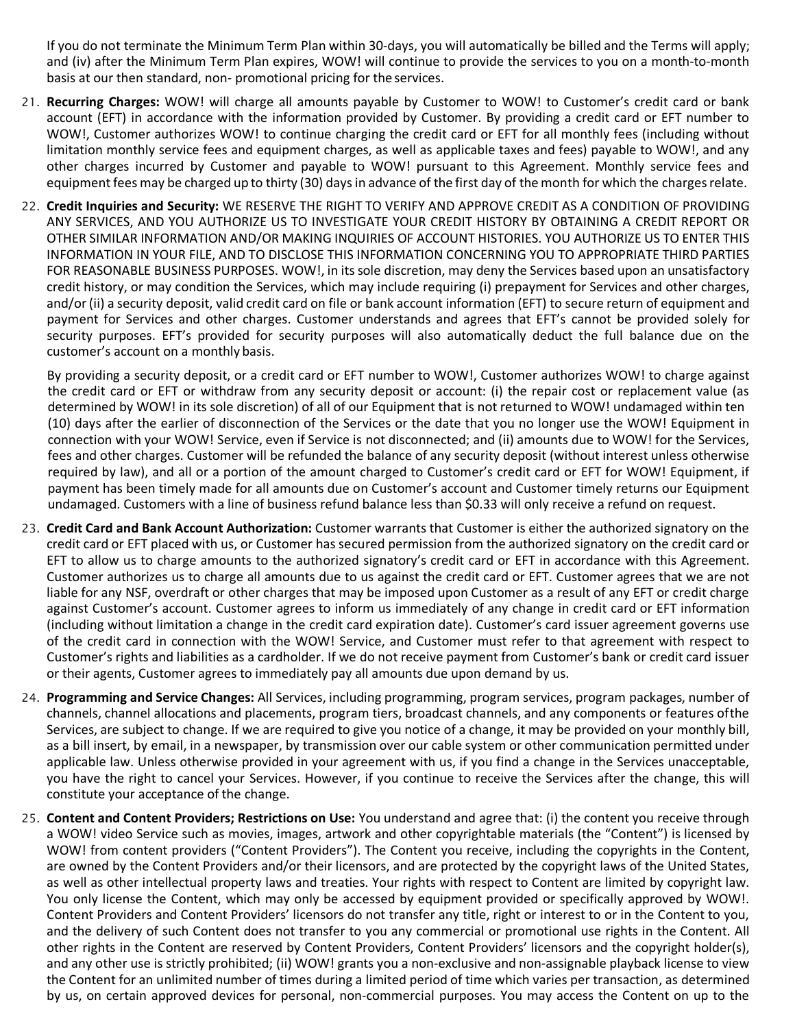If you do not terminate the Minimum Term Plan within 30-days, you will automatically be billed and the Terms will apply; and (iv) after the Minimum Term Plan expires, WOW! will continue to provide the services to you on a month-to-month basis at our then standard, non- promotional pricing for the services.

21. **Recurring Charges:** WOW! will charge all amounts payable by Customer to WOW! to Customer's credit card or bank account (EFT) in accordance with the information provided by Customer. By providing a credit card or EFT number to WOW!, Customer authorizes WOW! to continue charging the credit card or EFT for all monthly fees (including without limitation monthly service fees and equipment charges, as well as applicable taxes and fees) payable to WOW!, and any other charges incurred by Customer and payable to WOW! pursuant to this Agreement. Monthly service fees and equipment fees may be charged up to thirty (30) days in advance of the first day of the month for which the charges relate.

22. **Credit Inquiries and Security:** WE RESERVE THE RIGHT TO VERIFY AND APPROVE CREDIT AS A CONDITION OF PROVIDING ANY SERVICES, AND YOU AUTHORIZE US TO INVESTIGATE YOUR CREDIT HISTORY BY OBTAINING A CREDIT REPORT OR OTHER SIMILAR INFORMATION AND/OR MAKING INQUIRIES OF ACCOUNT HISTORIES. YOU AUTHORIZE US TO ENTER THIS INFORMATION IN YOUR FILE, AND TO DISCLOSE THIS INFORMATION CONCERNING YOU TO APPROPRIATE THIRD PARTIES FOR REASONABLE BUSINESS PURPOSES. WOW!, in its sole discretion, may deny the Services based upon an unsatisfactory credit history, or may condition the Services, which may include requiring (i) prepayment for Services and other charges, and/or (ii) a security deposit, valid credit card on file or bank account information (EFT) to secure return of equipment and payment for Services and other charges. Customer understands and agrees that EFT's cannot be provided solely for security purposes. EFT's provided for security purposes will also automatically deduct the full balance due on the customer's account on a monthly basis.

    By providing a security deposit, or a credit card or EFT number to WOW!, Customer authorizes WOW! to charge against the credit card or EFT or withdraw from any security deposit or account: (i) the repair cost or replacement value (as determined by WOW! in its sole discretion) of all of our Equipment that is not returned to WOW! undamaged within ten (10) days after the earlier of disconnection of the Services or the date that you no longer use the WOW! Equipment in connection with your WOW! Service, even if Service is not disconnected; and (ii) amounts due to WOW! for the Services, fees and other charges. Customer will be refunded the balance of any security deposit (without interest unless otherwise required by law), and all or a portion of the amount charged to Customer's credit card or EFT for WOW! Equipment, if payment has been timely made for all amounts due on Customer's account and Customer timely returns our Equipment undamaged. Customers with a line of business refund balance less than $0.33 will only receive a refund on request.

23. **Credit Card and Bank Account Authorization:** Customer warrants that Customer is either the authorized signatory on the credit card or EFT placed with us, or Customer has secured permission from the authorized signatory on the credit card or EFT to allow us to charge amounts to the authorized signatory's credit card or EFT in accordance with this Agreement. Customer authorizes us to charge all amounts due to us against the credit card or EFT. Customer agrees that we are not liable for any NSF, overdraft or other charges that may be imposed upon Customer as a result of any EFT or credit charge against Customer's account. Customer agrees to inform us immediately of any change in credit card or EFT information (including without limitation a change in the credit card expiration date). Customer's card issuer agreement governs use of the credit card in connection with the WOW! Service, and Customer must refer to that agreement with respect to Customer's rights and liabilities as a cardholder. If we do not receive payment from Customer's bank or credit card issuer or their agents, Customer agrees to immediately pay all amounts due upon demand by us.

24. **Programming and Service Changes:** All Services, including programming, program services, program packages, number of channels, channel allocations and placements, program tiers, broadcast channels, and any components or features of the Services, are subject to change. If we are required to give you notice of a change, it may be provided on your monthly bill, as a bill insert, by email, in a newspaper, by transmission over our cable system or other communication permitted under applicable law. Unless otherwise provided in your agreement with us, if you find a change in the Services unacceptable, you have the right to cancel your Services. However, if you continue to receive the Services after the change, this will constitute your acceptance of the change.

25. **Content and Content Providers; Restrictions on Use:** You understand and agree that: (i) the content you receive through a WOW! video Service such as movies, images, artwork and other copyrightable materials (the "Content") is licensed by WOW! from content providers ("Content Providers"). The Content you receive, including the copyrights in the Content, are owned by the Content Providers and/or their licensors, and are protected by the copyright laws of the United States, as well as other intellectual property laws and treaties. Your rights with respect to Content are limited by copyright law. You only license the Content, which may only be accessed by equipment provided or specifically approved by WOW!. Content Providers and Content Providers' licensors do not transfer any title, right or interest to or in the Content to you, and the delivery of such Content does not transfer to you any commercial or promotional use rights in the Content. All other rights in the Content are reserved by Content Providers, Content Providers' licensors and the copyright holder(s), and any other use is strictly prohibited; (ii) WOW! grants you a non-exclusive and non-assignable playback license to view the Content for an unlimited number of times during a limited period of time which varies per transaction, as determined by us, on certain approved devices for personal, non-commercial purposes. You may access the Content on up to the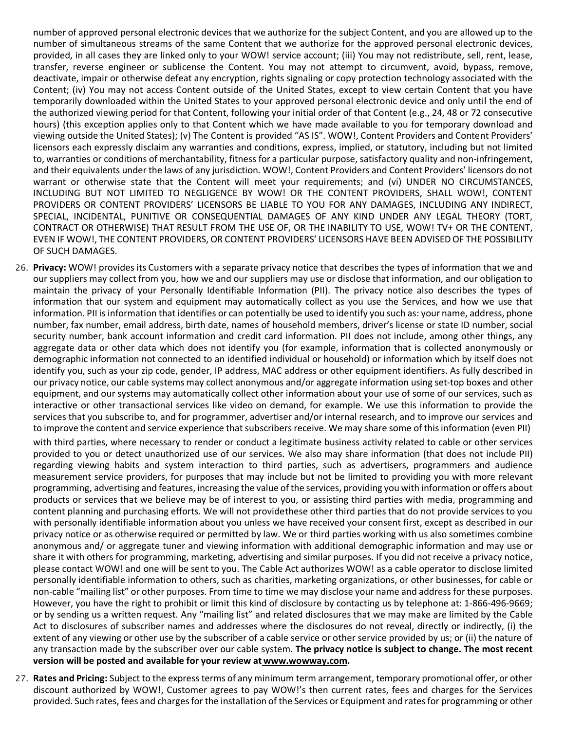number of approved personal electronic devices that we authorize for the subject Content, and you are allowed up to the number of simultaneous streams of the same Content that we authorize for the approved personal electronic devices, provided, in all cases they are linked only to your WOW! service account; (iii) You may not redistribute, sell, rent, lease, transfer, reverse engineer or sublicense the Content. You may not attempt to circumvent, avoid, bypass, remove, deactivate, impair or otherwise defeat any encryption, rights signaling or copy protection technology associated with the Content; (iv) You may not access Content outside of the United States, except to view certain Content that you have temporarily downloaded within the United States to your approved personal electronic device and only until the end of the authorized viewing period for that Content, following your initial order of that Content (e.g., 24, 48 or 72 consecutive hours) (this exception applies only to that Content which we have made available to you for temporary download and viewing outside the United States); (v) The Content is provided "AS IS". WOW!, Content Providers and Content Providers' licensors each expressly disclaim any warranties and conditions, express, implied, or statutory, including but not limited to, warranties or conditions of merchantability, fitness for a particular purpose, satisfactory quality and non-infringement, and their equivalents under the laws of any jurisdiction. WOW!, Content Providers and Content Providers' licensors do not warrant or otherwise state that the Content will meet your requirements; and (vi) UNDER NO CIRCUMSTANCES, INCLUDING BUT NOT LIMITED TO NEGLIGENCE BY WOW! OR THE CONTENT PROVIDERS, SHALL WOW!, CONTENT PROVIDERS OR CONTENT PROVIDERS' LICENSORS BE LIABLE TO YOU FOR ANY DAMAGES, INCLUDING ANY INDIRECT, SPECIAL, INCIDENTAL, PUNITIVE OR CONSEQUENTIAL DAMAGES OF ANY KIND UNDER ANY LEGAL THEORY (TORT, CONTRACT OR OTHERWISE) THAT RESULT FROM THE USE OF, OR THE INABILITY TO USE, WOW! TV+ OR THE CONTENT, EVEN IF WOW!, THE CONTENT PROVIDERS, OR CONTENT PROVIDERS' LICENSORS HAVE BEEN ADVISED OF THE POSSIBILITY OF SUCH DAMAGES.

26. **Privacy:** WOW! provides its Customers with a separate privacy notice that describes the types of information that we and our suppliers may collect from you, how we and our suppliers may use or disclose that information, and our obligation to maintain the privacy of your Personally Identifiable Information (PII). The privacy notice also describes the types of information that our system and equipment may automatically collect as you use the Services, and how we use that information. PII is information that identifies or can potentially be used to identify you such as: your name, address, phone number, fax number, email address, birth date, names of household members, driver's license or state ID number, social security number, bank account information and credit card information. PII does not include, among other things, any aggregate data or other data which does not identify you (for example, information that is collected anonymously or demographic information not connected to an identified individual or household) or information which by itself does not identify you, such as your zip code, gender, IP address, MAC address or other equipment identifiers. As fully described in our privacy notice, our cable systems may collect anonymous and/or aggregate information using set-top boxes and other equipment, and our systems may automatically collect other information about your use of some of our services, such as interactive or other transactional services like video on demand, for example. We use this information to provide the services that you subscribe to, and for programmer, advertiser and/or internal research, and to improve our services and to improve the content and service experience that subscribers receive. We may share some of this information (even PII) with third parties, where necessary to render or conduct a legitimate business activity related to cable or other services provided to you or detect unauthorized use of our services. We also may share information (that does not include PII) regarding viewing habits and system interaction to third parties, such as advertisers, programmers and audience measurement service providers, for purposes that may include but not be limited to providing you with more relevant programming, advertising and features, increasing the value of the services, providing you with information or offers about products or services that we believe may be of interest to you, or assisting third parties with media, programming and content planning and purchasing efforts. We will not providethese other third parties that do not provide services to you with personally identifiable information about you unless we have received your consent first, except as described in our privacy notice or as otherwise required or permitted by law. We or third parties working with us also sometimes combine anonymous and/ or aggregate tuner and viewing information with additional demographic information and may use or share it with others for programming, marketing, advertising and similar purposes. If you did not receive a privacy notice, please contact WOW! and one will be sent to you. The Cable Act authorizes WOW! as a cable operator to disclose limited personally identifiable information to others, such as charities, marketing organizations, or other businesses, for cable or non-cable "mailing list" or other purposes. From time to time we may disclose your name and address for these purposes. However, you have the right to prohibit or limit this kind of disclosure by contacting us by telephone at: 1-866-496-9669; or by sending us a written request. Any "mailing list" and related disclosures that we may make are limited by the Cable Act to disclosures of subscriber names and addresses where the disclosures do not reveal, directly or indirectly, (i) the extent of any viewing or other use by the subscriber of a cable service or other service provided by us; or (ii) the nature of any transaction made by the subscriber over our cable system. **The privacy notice is subject to change. The most recent version will be posted and available for your review at www.wowway.com.**

27. **Rates and Pricing:** Subject to the express terms of any minimum term arrangement, temporary promotional offer, or other discount authorized by WOW!, Customer agrees to pay WOW!'s then current rates, fees and charges for the Services provided. Such rates, fees and charges for the installation of the Services or Equipment and rates for programming or other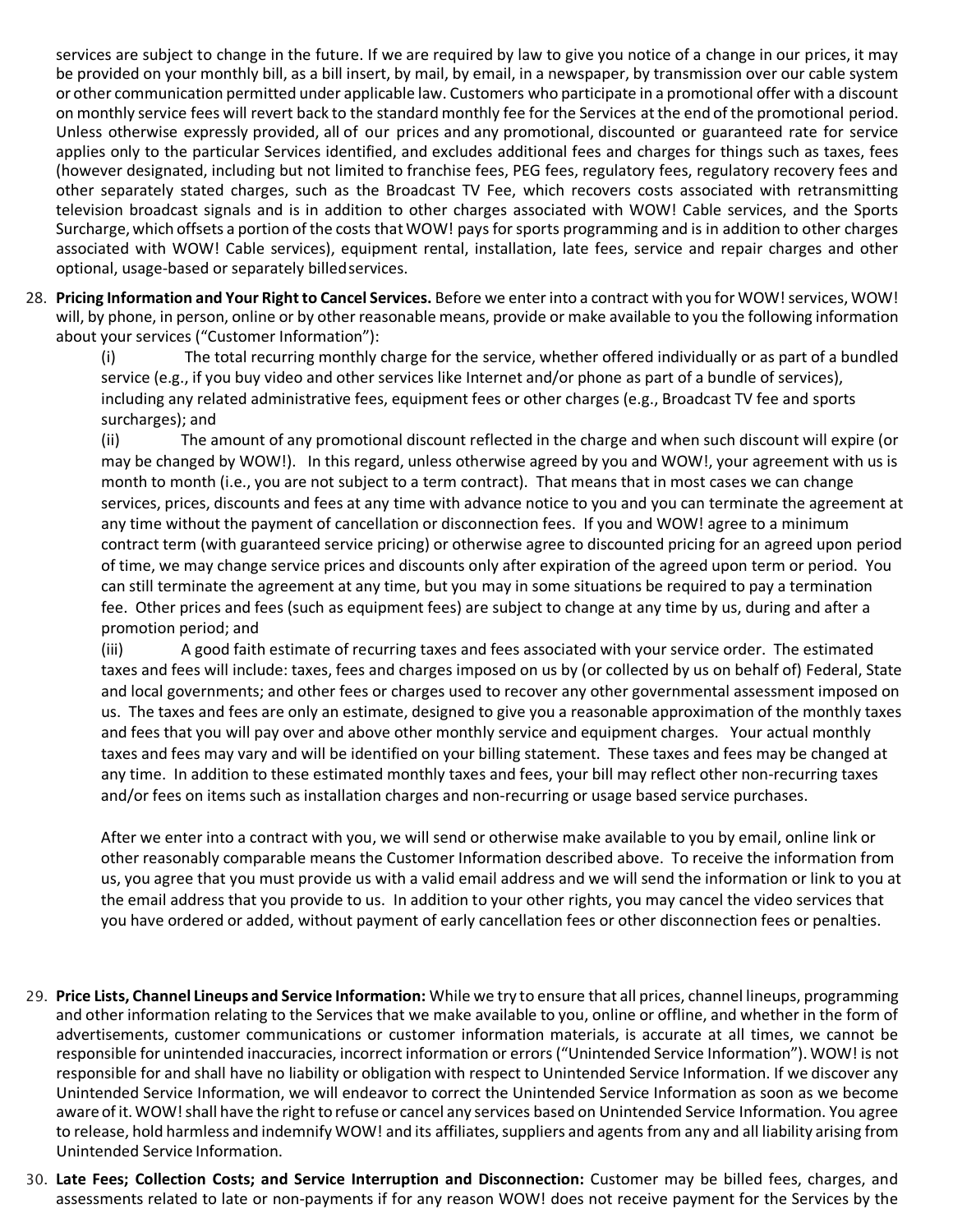services are subject to change in the future. If we are required by law to give you notice of a change in our prices, it may be provided on your monthly bill, as a bill insert, by mail, by email, in a newspaper, by transmission over our cable system or other communication permitted under applicable law. Customers who participate in a promotional offer with a discount on monthly service fees will revert back to the standard monthly fee for the Services at the end of the promotional period. Unless otherwise expressly provided, all of our prices and any promotional, discounted or guaranteed rate for service applies only to the particular Services identified, and excludes additional fees and charges for things such as taxes, fees (however designated, including but not limited to franchise fees, PEG fees, regulatory fees, regulatory recovery fees and other separately stated charges, such as the Broadcast TV Fee, which recovers costs associated with retransmitting television broadcast signals and is in addition to other charges associated with WOW! Cable services, and the Sports Surcharge, which offsets a portion of the costs that WOW! pays for sports programming and is in addition to other charges associated with WOW! Cable services), equipment rental, installation, late fees, service and repair charges and other optional, usage-based or separately billed services.

28. **Pricing Information and Your Right to Cancel Services.** Before we enter into a contract with you for WOW! services, WOW! will, by phone, in person, online or by other reasonable means, provide or make available to you the following information about your services ("Customer Information"):

    (i) The total recurring monthly charge for the service, whether offered individually or as part of a bundled service (e.g., if you buy video and other services like Internet and/or phone as part of a bundle of services), including any related administrative fees, equipment fees or other charges (e.g., Broadcast TV fee and sports surcharges); and

    (ii) The amount of any promotional discount reflected in the charge and when such discount will expire (or may be changed by WOW!). In this regard, unless otherwise agreed by you and WOW!, your agreement with us is month to month (i.e., you are not subject to a term contract). That means that in most cases we can change services, prices, discounts and fees at any time with advance notice to you and you can terminate the agreement at any time without the payment of cancellation or disconnection fees. If you and WOW! agree to a minimum contract term (with guaranteed service pricing) or otherwise agree to discounted pricing for an agreed upon period of time, we may change service prices and discounts only after expiration of the agreed upon term or period. You can still terminate the agreement at any time, but you may in some situations be required to pay a termination fee. Other prices and fees (such as equipment fees) are subject to change at any time by us, during and after a promotion period; and

    (iii) A good faith estimate of recurring taxes and fees associated with your service order. The estimated taxes and fees will include: taxes, fees and charges imposed on us by (or collected by us on behalf of) Federal, State and local governments; and other fees or charges used to recover any other governmental assessment imposed on us. The taxes and fees are only an estimate, designed to give you a reasonable approximation of the monthly taxes and fees that you will pay over and above other monthly service and equipment charges. Your actual monthly taxes and fees may vary and will be identified on your billing statement. These taxes and fees may be changed at any time. In addition to these estimated monthly taxes and fees, your bill may reflect other non-recurring taxes and/or fees on items such as installation charges and non-recurring or usage based service purchases.

    After we enter into a contract with you, we will send or otherwise make available to you by email, online link or other reasonably comparable means the Customer Information described above. To receive the information from us, you agree that you must provide us with a valid email address and we will send the information or link to you at the email address that you provide to us. In addition to your other rights, you may cancel the video services that you have ordered or added, without payment of early cancellation fees or other disconnection fees or penalties.

29. **Price Lists, Channel Lineups and Service Information:** While we try to ensure that all prices, channel lineups, programming and other information relating to the Services that we make available to you, online or offline, and whether in the form of advertisements, customer communications or customer information materials, is accurate at all times, we cannot be responsible for unintended inaccuracies, incorrect information or errors ("Unintended Service Information"). WOW! is not responsible for and shall have no liability or obligation with respect to Unintended Service Information. If we discover any Unintended Service Information, we will endeavor to correct the Unintended Service Information as soon as we become aware of it. WOW! shall have the right to refuse or cancel any services based on Unintended Service Information. You agree to release, hold harmless and indemnify WOW! and its affiliates, suppliers and agents from any and all liability arising from Unintended Service Information.

30. **Late Fees; Collection Costs; and Service Interruption and Disconnection:** Customer may be billed fees, charges, and assessments related to late or non-payments if for any reason WOW! does not receive payment for the Services by the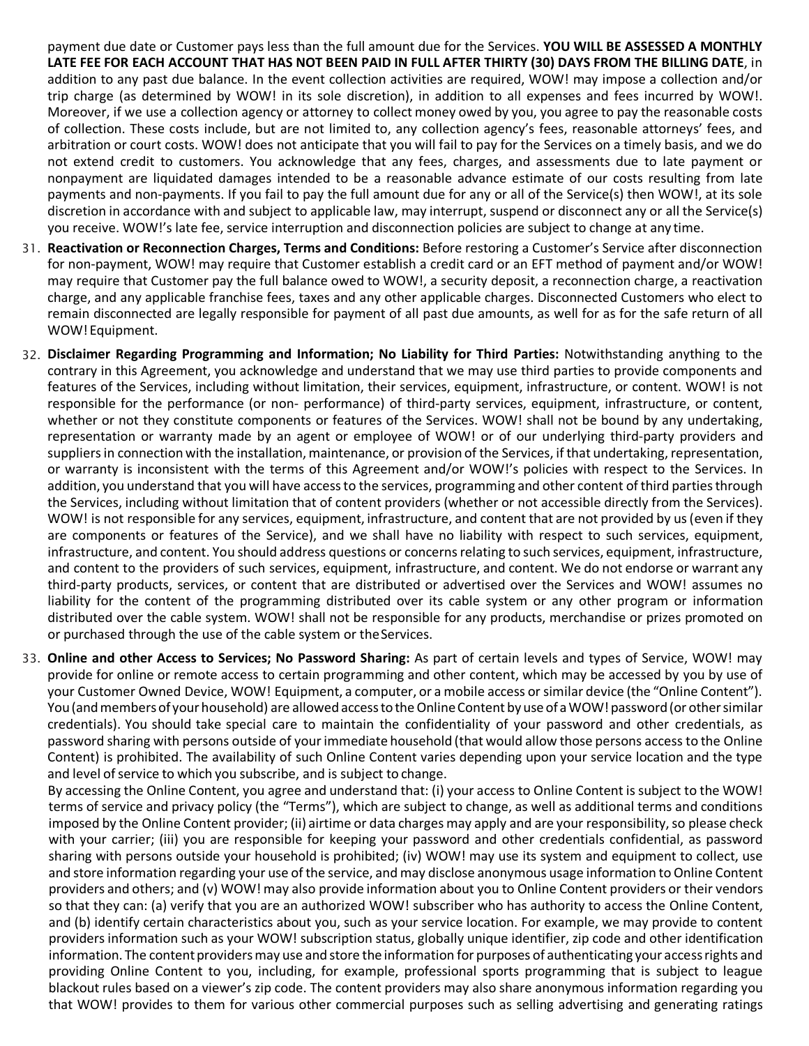payment due date or Customer pays less than the full amount due for the Services. **YOU WILL BE ASSESSED A MONTHLY LATE FEE FOR EACH ACCOUNT THAT HAS NOT BEEN PAID IN FULL AFTER THIRTY (30) DAYS FROM THE BILLING DATE**, in addition to any past due balance. In the event collection activities are required, WOW! may impose a collection and/or trip charge (as determined by WOW! in its sole discretion), in addition to all expenses and fees incurred by WOW!. Moreover, if we use a collection agency or attorney to collect money owed by you, you agree to pay the reasonable costs of collection. These costs include, but are not limited to, any collection agency's fees, reasonable attorneys' fees, and arbitration or court costs. WOW! does not anticipate that you will fail to pay for the Services on a timely basis, and we do not extend credit to customers. You acknowledge that any fees, charges, and assessments due to late payment or nonpayment are liquidated damages intended to be a reasonable advance estimate of our costs resulting from late payments and non-payments. If you fail to pay the full amount due for any or all of the Service(s) then WOW!, at its sole discretion in accordance with and subject to applicable law, may interrupt, suspend or disconnect any or all the Service(s) you receive. WOW!'s late fee, service interruption and disconnection policies are subject to change at any time.

31. **Reactivation or Reconnection Charges, Terms and Conditions:** Before restoring a Customer's Service after disconnection for non-payment, WOW! may require that Customer establish a credit card or an EFT method of payment and/or WOW! may require that Customer pay the full balance owed to WOW!, a security deposit, a reconnection charge, a reactivation charge, and any applicable franchise fees, taxes and any other applicable charges. Disconnected Customers who elect to remain disconnected are legally responsible for payment of all past due amounts, as well for as for the safe return of all WOW! Equipment.

32. **Disclaimer Regarding Programming and Information; No Liability for Third Parties:** Notwithstanding anything to the contrary in this Agreement, you acknowledge and understand that we may use third parties to provide components and features of the Services, including without limitation, their services, equipment, infrastructure, or content. WOW! is not responsible for the performance (or non- performance) of third-party services, equipment, infrastructure, or content, whether or not they constitute components or features of the Services. WOW! shall not be bound by any undertaking, representation or warranty made by an agent or employee of WOW! or of our underlying third-party providers and suppliers in connection with the installation, maintenance, or provision of the Services, if that undertaking, representation, or warranty is inconsistent with the terms of this Agreement and/or WOW!'s policies with respect to the Services. In addition, you understand that you will have access to the services, programming and other content of third parties through the Services, including without limitation that of content providers (whether or not accessible directly from the Services). WOW! is not responsible for any services, equipment, infrastructure, and content that are not provided by us (even if they are components or features of the Service), and we shall have no liability with respect to such services, equipment, infrastructure, and content. You should address questions or concerns relating to such services, equipment, infrastructure, and content to the providers of such services, equipment, infrastructure, and content. We do not endorse or warrant any third-party products, services, or content that are distributed or advertised over the Services and WOW! assumes no liability for the content of the programming distributed over its cable system or any other program or information distributed over the cable system. WOW! shall not be responsible for any products, merchandise or prizes promoted on or purchased through the use of the cable system or the Services.

33. **Online and other Access to Services; No Password Sharing:** As part of certain levels and types of Service, WOW! may provide for online or remote access to certain programming and other content, which may be accessed by you by use of your Customer Owned Device, WOW! Equipment, a computer, or a mobile access or similar device (the "Online Content"). You (and members of your household) are allowed access to the Online Content by use of a WOW! password (or other similar credentials). You should take special care to maintain the confidentiality of your password and other credentials, as password sharing with persons outside of your immediate household (that would allow those persons access to the Online Content) is prohibited. The availability of such Online Content varies depending upon your service location and the type and level of service to which you subscribe, and is subject to change.

    By accessing the Online Content, you agree and understand that: (i) your access to Online Content is subject to the WOW! terms of service and privacy policy (the "Terms"), which are subject to change, as well as additional terms and conditions imposed by the Online Content provider; (ii) airtime or data charges may apply and are your responsibility, so please check with your carrier; (iii) you are responsible for keeping your password and other credentials confidential, as password sharing with persons outside your household is prohibited; (iv) WOW! may use its system and equipment to collect, use and store information regarding your use of the service, and may disclose anonymous usage information to Online Content providers and others; and (v) WOW! may also provide information about you to Online Content providers or their vendors so that they can: (a) verify that you are an authorized WOW! subscriber who has authority to access the Online Content, and (b) identify certain characteristics about you, such as your service location. For example, we may provide to content providers information such as your WOW! subscription status, globally unique identifier, zip code and other identification information. The content providers may use and store the information for purposes of authenticating your access rights and providing Online Content to you, including, for example, professional sports programming that is subject to league blackout rules based on a viewer's zip code. The content providers may also share anonymous information regarding you that WOW! provides to them for various other commercial purposes such as selling advertising and generating ratings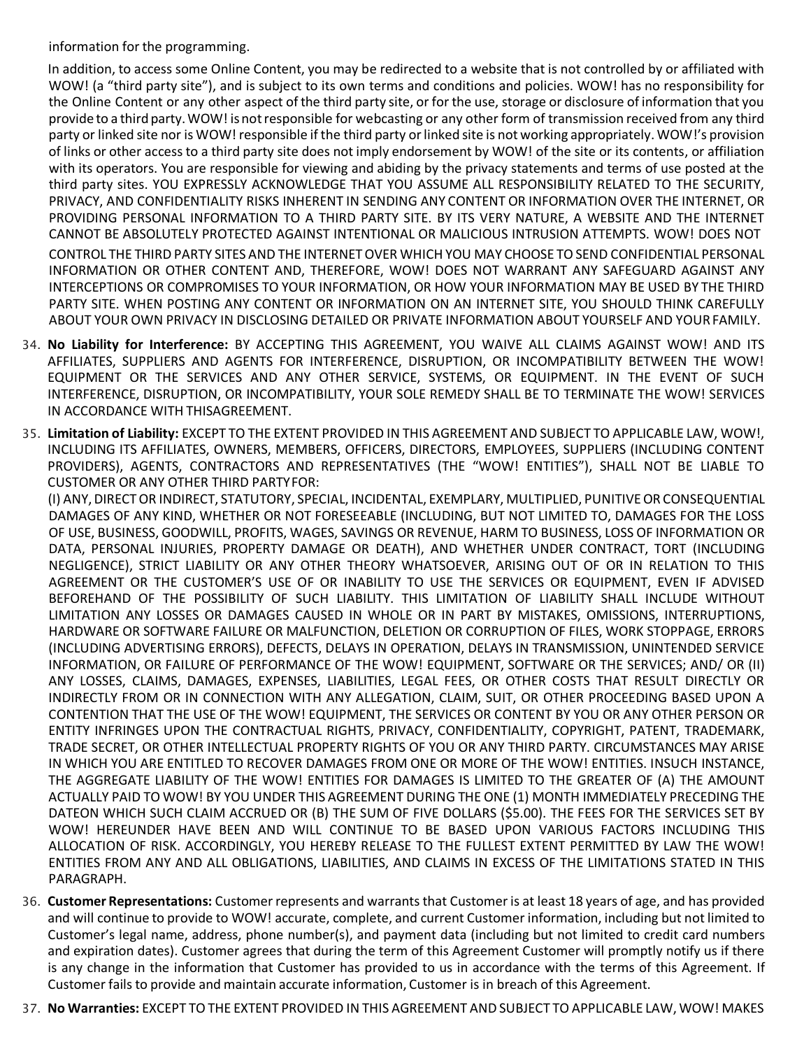information for the programming.

In addition, to access some Online Content, you may be redirected to a website that is not controlled by or affiliated with WOW! (a "third party site"), and is subject to its own terms and conditions and policies. WOW! has no responsibility for the Online Content or any other aspect of the third party site, or for the use, storage or disclosure of information that you provide to a third party. WOW! is not responsible for webcasting or any other form of transmission received from any third party or linked site nor is WOW! responsible if the third party or linked site is not working appropriately. WOW!'s provision of links or other access to a third party site does not imply endorsement by WOW! of the site or its contents, or affiliation with its operators. You are responsible for viewing and abiding by the privacy statements and terms of use posted at the third party sites. YOU EXPRESSLY ACKNOWLEDGE THAT YOU ASSUME ALL RESPONSIBILITY RELATED TO THE SECURITY, PRIVACY, AND CONFIDENTIALITY RISKS INHERENT IN SENDING ANY CONTENT OR INFORMATION OVER THE INTERNET, OR PROVIDING PERSONAL INFORMATION TO A THIRD PARTY SITE. BY ITS VERY NATURE, A WEBSITE AND THE INTERNET CANNOT BE ABSOLUTELY PROTECTED AGAINST INTENTIONAL OR MALICIOUS INTRUSION ATTEMPTS. WOW! DOES NOT CONTROL THE THIRD PARTY SITES AND THE INTERNET OVER WHICH YOU MAY CHOOSE TO SEND CONFIDENTIAL PERSONAL INFORMATION OR OTHER CONTENT AND, THEREFORE, WOW! DOES NOT WARRANT ANY SAFEGUARD AGAINST ANY INTERCEPTIONS OR COMPROMISES TO YOUR INFORMATION, OR HOW YOUR INFORMATION MAY BE USED BY THE THIRD PARTY SITE. WHEN POSTING ANY CONTENT OR INFORMATION ON AN INTERNET SITE, YOU SHOULD THINK CAREFULLY ABOUT YOUR OWN PRIVACY IN DISCLOSING DETAILED OR PRIVATE INFORMATION ABOUT YOURSELF AND YOUR FAMILY.

34. **No Liability for Interference:** BY ACCEPTING THIS AGREEMENT, YOU WAIVE ALL CLAIMS AGAINST WOW! AND ITS AFFILIATES, SUPPLIERS AND AGENTS FOR INTERFERENCE, DISRUPTION, OR INCOMPATIBILITY BETWEEN THE WOW! EQUIPMENT OR THE SERVICES AND ANY OTHER SERVICE, SYSTEMS, OR EQUIPMENT. IN THE EVENT OF SUCH INTERFERENCE, DISRUPTION, OR INCOMPATIBILITY, YOUR SOLE REMEDY SHALL BE TO TERMINATE THE WOW! SERVICES IN ACCORDANCE WITH THISAGREEMENT.

35. **Limitation of Liability:** EXCEPT TO THE EXTENT PROVIDED IN THIS AGREEMENT AND SUBJECT TO APPLICABLE LAW, WOW!, INCLUDING ITS AFFILIATES, OWNERS, MEMBERS, OFFICERS, DIRECTORS, EMPLOYEES, SUPPLIERS (INCLUDING CONTENT PROVIDERS), AGENTS, CONTRACTORS AND REPRESENTATIVES (THE "WOW! ENTITIES"), SHALL NOT BE LIABLE TO CUSTOMER OR ANY OTHER THIRD PARTYFOR:
(I) ANY, DIRECT OR INDIRECT, STATUTORY, SPECIAL, INCIDENTAL, EXEMPLARY, MULTIPLIED, PUNITIVE OR CONSEQUENTIAL DAMAGES OF ANY KIND, WHETHER OR NOT FORESEEABLE (INCLUDING, BUT NOT LIMITED TO, DAMAGES FOR THE LOSS OF USE, BUSINESS, GOODWILL, PROFITS, WAGES, SAVINGS OR REVENUE, HARM TO BUSINESS, LOSS OF INFORMATION OR DATA, PERSONAL INJURIES, PROPERTY DAMAGE OR DEATH), AND WHETHER UNDER CONTRACT, TORT (INCLUDING NEGLIGENCE), STRICT LIABILITY OR ANY OTHER THEORY WHATSOEVER, ARISING OUT OF OR IN RELATION TO THIS AGREEMENT OR THE CUSTOMER'S USE OF OR INABILITY TO USE THE SERVICES OR EQUIPMENT, EVEN IF ADVISED BEFOREHAND OF THE POSSIBILITY OF SUCH LIABILITY. THIS LIMITATION OF LIABILITY SHALL INCLUDE WITHOUT LIMITATION ANY LOSSES OR DAMAGES CAUSED IN WHOLE OR IN PART BY MISTAKES, OMISSIONS, INTERRUPTIONS, HARDWARE OR SOFTWARE FAILURE OR MALFUNCTION, DELETION OR CORRUPTION OF FILES, WORK STOPPAGE, ERRORS (INCLUDING ADVERTISING ERRORS), DEFECTS, DELAYS IN OPERATION, DELAYS IN TRANSMISSION, UNINTENDED SERVICE INFORMATION, OR FAILURE OF PERFORMANCE OF THE WOW! EQUIPMENT, SOFTWARE OR THE SERVICES; AND/ OR (II) ANY LOSSES, CLAIMS, DAMAGES, EXPENSES, LIABILITIES, LEGAL FEES, OR OTHER COSTS THAT RESULT DIRECTLY OR INDIRECTLY FROM OR IN CONNECTION WITH ANY ALLEGATION, CLAIM, SUIT, OR OTHER PROCEEDING BASED UPON A CONTENTION THAT THE USE OF THE WOW! EQUIPMENT, THE SERVICES OR CONTENT BY YOU OR ANY OTHER PERSON OR ENTITY INFRINGES UPON THE CONTRACTUAL RIGHTS, PRIVACY, CONFIDENTIALITY, COPYRIGHT, PATENT, TRADEMARK, TRADE SECRET, OR OTHER INTELLECTUAL PROPERTY RIGHTS OF YOU OR ANY THIRD PARTY. CIRCUMSTANCES MAY ARISE IN WHICH YOU ARE ENTITLED TO RECOVER DAMAGES FROM ONE OR MORE OF THE WOW! ENTITIES. INSUCH INSTANCE, THE AGGREGATE LIABILITY OF THE WOW! ENTITIES FOR DAMAGES IS LIMITED TO THE GREATER OF (A) THE AMOUNT ACTUALLY PAID TO WOW! BY YOU UNDER THIS AGREEMENT DURING THE ONE (1) MONTH IMMEDIATELY PRECEDING THE DATEON WHICH SUCH CLAIM ACCRUED OR (B) THE SUM OF FIVE DOLLARS ($5.00). THE FEES FOR THE SERVICES SET BY WOW! HEREUNDER HAVE BEEN AND WILL CONTINUE TO BE BASED UPON VARIOUS FACTORS INCLUDING THIS ALLOCATION OF RISK. ACCORDINGLY, YOU HEREBY RELEASE TO THE FULLEST EXTENT PERMITTED BY LAW THE WOW! ENTITIES FROM ANY AND ALL OBLIGATIONS, LIABILITIES, AND CLAIMS IN EXCESS OF THE LIMITATIONS STATED IN THIS PARAGRAPH.

36. **Customer Representations:** Customer represents and warrants that Customer is at least 18 years of age, and has provided and will continue to provide to WOW! accurate, complete, and current Customer information, including but not limited to Customer's legal name, address, phone number(s), and payment data (including but not limited to credit card numbers and expiration dates). Customer agrees that during the term of this Agreement Customer will promptly notify us if there is any change in the information that Customer has provided to us in accordance with the terms of this Agreement. If Customer fails to provide and maintain accurate information, Customer is in breach of this Agreement.

37. **No Warranties:** EXCEPT TO THE EXTENT PROVIDED IN THIS AGREEMENT AND SUBJECT TO APPLICABLE LAW, WOW! MAKES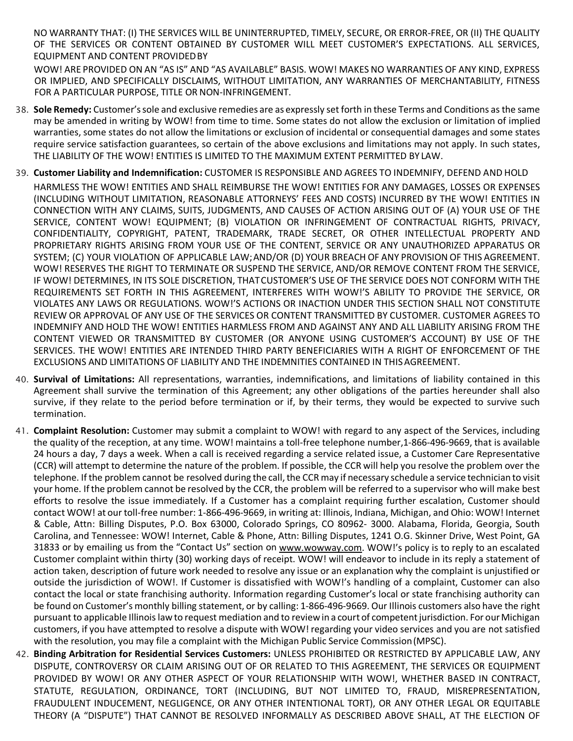NO WARRANTY THAT: (I) THE SERVICES WILL BE UNINTERRUPTED, TIMELY, SECURE, OR ERROR-FREE, OR (II) THE QUALITY OF THE SERVICES OR CONTENT OBTAINED BY CUSTOMER WILL MEET CUSTOMER'S EXPECTATIONS. ALL SERVICES, EQUIPMENT AND CONTENT PROVIDED BY WOW! ARE PROVIDED ON AN "AS IS" AND "AS AVAILABLE" BASIS. WOW! MAKES NO WARRANTIES OF ANY KIND, EXPRESS OR IMPLIED, AND SPECIFICALLY DISCLAIMS, WITHOUT LIMITATION, ANY WARRANTIES OF MERCHANTABILITY, FITNESS FOR A PARTICULAR PURPOSE, TITLE OR NON-INFRINGEMENT.

38. **Sole Remedy:** Customer's sole and exclusive remedies are as expressly set forth in these Terms and Conditions as the same may be amended in writing by WOW! from time to time. Some states do not allow the exclusion or limitation of implied warranties, some states do not allow the limitations or exclusion of incidental or consequential damages and some states require service satisfaction guarantees, so certain of the above exclusions and limitations may not apply. In such states, THE LIABILITY OF THE WOW! ENTITIES IS LIMITED TO THE MAXIMUM EXTENT PERMITTED BY LAW.

39. **Customer Liability and Indemnification:** CUSTOMER IS RESPONSIBLE AND AGREES TO INDEMNIFY, DEFEND AND HOLD HARMLESS THE WOW! ENTITIES AND SHALL REIMBURSE THE WOW! ENTITIES FOR ANY DAMAGES, LOSSES OR EXPENSES (INCLUDING WITHOUT LIMITATION, REASONABLE ATTORNEYS' FEES AND COSTS) INCURRED BY THE WOW! ENTITIES IN CONNECTION WITH ANY CLAIMS, SUITS, JUDGMENTS, AND CAUSES OF ACTION ARISING OUT OF (A) YOUR USE OF THE SERVICE, CONTENT WOW! EQUIPMENT; (B) VIOLATION OR INFRINGEMENT OF CONTRACTUAL RIGHTS, PRIVACY, CONFIDENTIALITY, COPYRIGHT, PATENT, TRADEMARK, TRADE SECRET, OR OTHER INTELLECTUAL PROPERTY AND PROPRIETARY RIGHTS ARISING FROM YOUR USE OF THE CONTENT, SERVICE OR ANY UNAUTHORIZED APPARATUS OR SYSTEM; (C) YOUR VIOLATION OF APPLICABLE LAW; AND/OR (D) YOUR BREACH OF ANY PROVISION OF THIS AGREEMENT. WOW! RESERVES THE RIGHT TO TERMINATE OR SUSPEND THE SERVICE, AND/OR REMOVE CONTENT FROM THE SERVICE, IF WOW! DETERMINES, IN ITS SOLE DISCRETION, THAT CUSTOMER'S USE OF THE SERVICE DOES NOT CONFORM WITH THE REQUIREMENTS SET FORTH IN THIS AGREEMENT, INTERFERES WITH WOW!'S ABILITY TO PROVIDE THE SERVICE, OR VIOLATES ANY LAWS OR REGULATIONS. WOW!'S ACTIONS OR INACTION UNDER THIS SECTION SHALL NOT CONSTITUTE REVIEW OR APPROVAL OF ANY USE OF THE SERVICES OR CONTENT TRANSMITTED BY CUSTOMER. CUSTOMER AGREES TO INDEMNIFY AND HOLD THE WOW! ENTITIES HARMLESS FROM AND AGAINST ANY AND ALL LIABILITY ARISING FROM THE CONTENT VIEWED OR TRANSMITTED BY CUSTOMER (OR ANYONE USING CUSTOMER'S ACCOUNT) BY USE OF THE SERVICES. THE WOW! ENTITIES ARE INTENDED THIRD PARTY BENEFICIARIES WITH A RIGHT OF ENFORCEMENT OF THE EXCLUSIONS AND LIMITATIONS OF LIABILITY AND THE INDEMNITIES CONTAINED IN THIS AGREEMENT.

40. **Survival of Limitations:** All representations, warranties, indemnifications, and limitations of liability contained in this Agreement shall survive the termination of this Agreement; any other obligations of the parties hereunder shall also survive, if they relate to the period before termination or if, by their terms, they would be expected to survive such termination.

41. **Complaint Resolution:** Customer may submit a complaint to WOW! with regard to any aspect of the Services, including the quality of the reception, at any time. WOW! maintains a toll-free telephone number,1-866-496-9669, that is available 24 hours a day, 7 days a week. When a call is received regarding a service related issue, a Customer Care Representative (CCR) will attempt to determine the nature of the problem. If possible, the CCR will help you resolve the problem over the telephone. If the problem cannot be resolved during the call, the CCR may if necessary schedule a service technician to visit your home. If the problem cannot be resolved by the CCR, the problem will be referred to a supervisor who will make best efforts to resolve the issue immediately. If a Customer has a complaint requiring further escalation, Customer should contact WOW! at our toll-free number: 1-866-496-9669, in writing at: Illinois, Indiana, Michigan, and Ohio: WOW! Internet & Cable, Attn: Billing Disputes, P.O. Box 63000, Colorado Springs, CO 80962- 3000. Alabama, Florida, Georgia, South Carolina, and Tennessee: WOW! Internet, Cable & Phone, Attn: Billing Disputes, 1241 O.G. Skinner Drive, West Point, GA 31833 or by emailing us from the "Contact Us" section on www.wowway.com. WOW!'s policy is to reply to an escalated Customer complaint within thirty (30) working days of receipt. WOW! will endeavor to include in its reply a statement of action taken, description of future work needed to resolve any issue or an explanation why the complaint is unjustified or outside the jurisdiction of WOW!. If Customer is dissatisfied with WOW!'s handling of a complaint, Customer can also contact the local or state franchising authority. Information regarding Customer's local or state franchising authority can be found on Customer's monthly billing statement, or by calling: 1-866-496-9669. Our Illinois customers also have the right pursuant to applicable Illinois law to request mediation and to review in a court of competent jurisdiction. For our Michigan customers, if you have attempted to resolve a dispute with WOW! regarding your video services and you are not satisfied with the resolution, you may file a complaint with the Michigan Public Service Commission (MPSC).

42. **Binding Arbitration for Residential Services Customers:** UNLESS PROHIBITED OR RESTRICTED BY APPLICABLE LAW, ANY DISPUTE, CONTROVERSY OR CLAIM ARISING OUT OF OR RELATED TO THIS AGREEMENT, THE SERVICES OR EQUIPMENT PROVIDED BY WOW! OR ANY OTHER ASPECT OF YOUR RELATIONSHIP WITH WOW!, WHETHER BASED IN CONTRACT, STATUTE, REGULATION, ORDINANCE, TORT (INCLUDING, BUT NOT LIMITED TO, FRAUD, MISREPRESENTATION, FRAUDULENT INDUCEMENT, NEGLIGENCE, OR ANY OTHER INTENTIONAL TORT), OR ANY OTHER LEGAL OR EQUITABLE THEORY (A "DISPUTE") THAT CANNOT BE RESOLVED INFORMALLY AS DESCRIBED ABOVE SHALL, AT THE ELECTION OF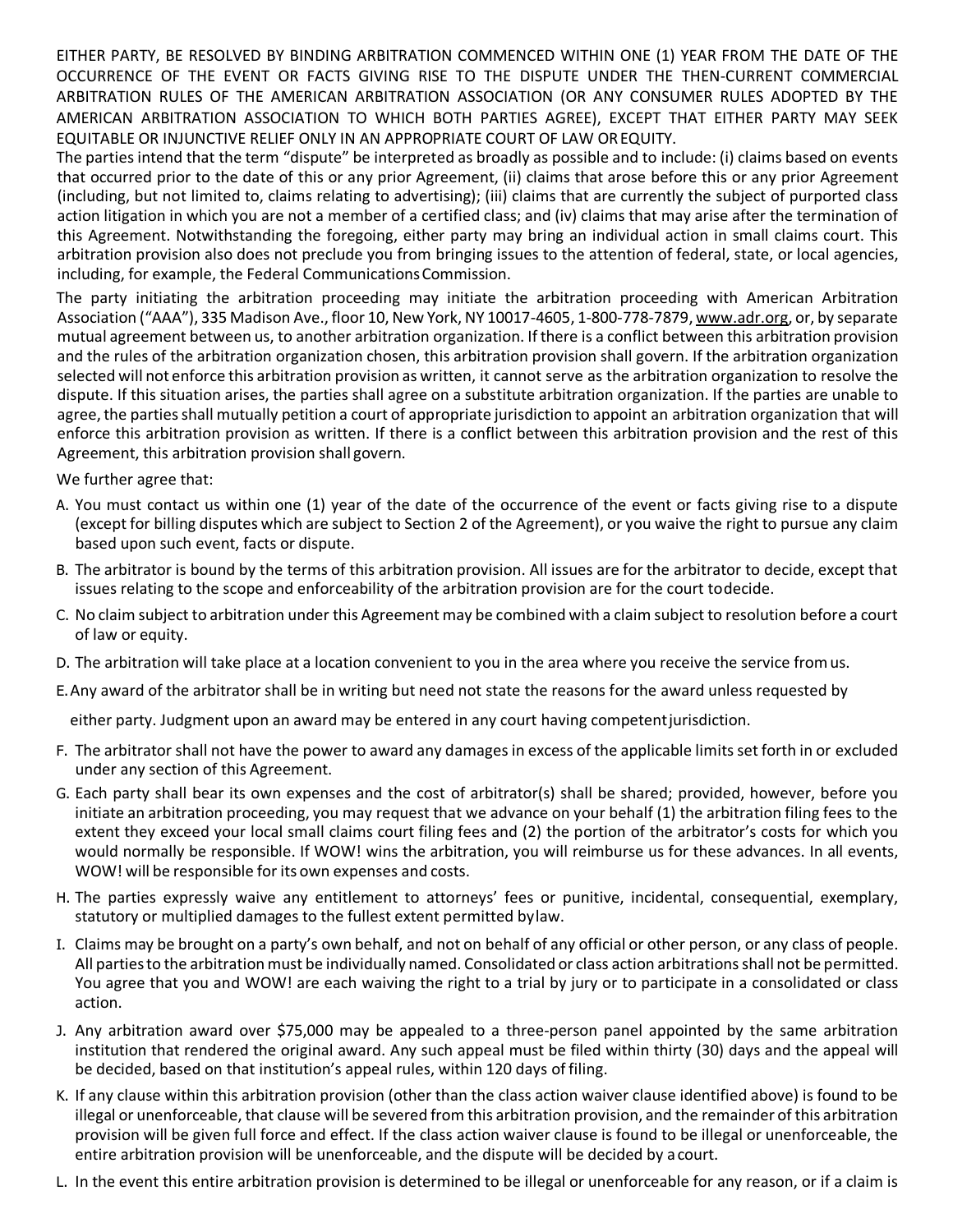EITHER PARTY, BE RESOLVED BY BINDING ARBITRATION COMMENCED WITHIN ONE (1) YEAR FROM THE DATE OF THE OCCURRENCE OF THE EVENT OR FACTS GIVING RISE TO THE DISPUTE UNDER THE THEN-CURRENT COMMERCIAL ARBITRATION RULES OF THE AMERICAN ARBITRATION ASSOCIATION (OR ANY CONSUMER RULES ADOPTED BY THE AMERICAN ARBITRATION ASSOCIATION TO WHICH BOTH PARTIES AGREE), EXCEPT THAT EITHER PARTY MAY SEEK EQUITABLE OR INJUNCTIVE RELIEF ONLY IN AN APPROPRIATE COURT OF LAW OR EQUITY.

The parties intend that the term "dispute" be interpreted as broadly as possible and to include: (i) claims based on events that occurred prior to the date of this or any prior Agreement, (ii) claims that arose before this or any prior Agreement (including, but not limited to, claims relating to advertising); (iii) claims that are currently the subject of purported class action litigation in which you are not a member of a certified class; and (iv) claims that may arise after the termination of this Agreement. Notwithstanding the foregoing, either party may bring an individual action in small claims court. This arbitration provision also does not preclude you from bringing issues to the attention of federal, state, or local agencies, including, for example, the Federal Communications Commission.

The party initiating the arbitration proceeding may initiate the arbitration proceeding with American Arbitration Association ("AAA"), 335 Madison Ave., floor 10, New York, NY 10017-4605, 1-800-778-7879, www.adr.org, or, by separate mutual agreement between us, to another arbitration organization. If there is a conflict between this arbitration provision and the rules of the arbitration organization chosen, this arbitration provision shall govern. If the arbitration organization selected will not enforce this arbitration provision as written, it cannot serve as the arbitration organization to resolve the dispute. If this situation arises, the parties shall agree on a substitute arbitration organization. If the parties are unable to agree, the parties shall mutually petition a court of appropriate jurisdiction to appoint an arbitration organization that will enforce this arbitration provision as written. If there is a conflict between this arbitration provision and the rest of this Agreement, this arbitration provision shall govern.

We further agree that:

A. You must contact us within one (1) year of the date of the occurrence of the event or facts giving rise to a dispute (except for billing disputes which are subject to Section 2 of the Agreement), or you waive the right to pursue any claim based upon such event, facts or dispute.

B. The arbitrator is bound by the terms of this arbitration provision. All issues are for the arbitrator to decide, except that issues relating to the scope and enforceability of the arbitration provision are for the court to decide.

C. No claim subject to arbitration under this Agreement may be combined with a claim subject to resolution before a court of law or equity.

D. The arbitration will take place at a location convenient to you in the area where you receive the service from us.

E. Any award of the arbitrator shall be in writing but need not state the reasons for the award unless requested by either party. Judgment upon an award may be entered in any court having competent jurisdiction.

F. The arbitrator shall not have the power to award any damages in excess of the applicable limits set forth in or excluded under any section of this Agreement.

G. Each party shall bear its own expenses and the cost of arbitrator(s) shall be shared; provided, however, before you initiate an arbitration proceeding, you may request that we advance on your behalf (1) the arbitration filing fees to the extent they exceed your local small claims court filing fees and (2) the portion of the arbitrator's costs for which you would normally be responsible. If WOW! wins the arbitration, you will reimburse us for these advances. In all events, WOW! will be responsible for its own expenses and costs.

H. The parties expressly waive any entitlement to attorneys' fees or punitive, incidental, consequential, exemplary, statutory or multiplied damages to the fullest extent permitted by law.

I. Claims may be brought on a party's own behalf, and not on behalf of any official or other person, or any class of people. All parties to the arbitration must be individually named. Consolidated or class action arbitrations shall not be permitted. You agree that you and WOW! are each waiving the right to a trial by jury or to participate in a consolidated or class action.

J. Any arbitration award over $75,000 may be appealed to a three-person panel appointed by the same arbitration institution that rendered the original award. Any such appeal must be filed within thirty (30) days and the appeal will be decided, based on that institution's appeal rules, within 120 days of filing.

K. If any clause within this arbitration provision (other than the class action waiver clause identified above) is found to be illegal or unenforceable, that clause will be severed from this arbitration provision, and the remainder of this arbitration provision will be given full force and effect. If the class action waiver clause is found to be illegal or unenforceable, the entire arbitration provision will be unenforceable, and the dispute will be decided by a court.

L. In the event this entire arbitration provision is determined to be illegal or unenforceable for any reason, or if a claim is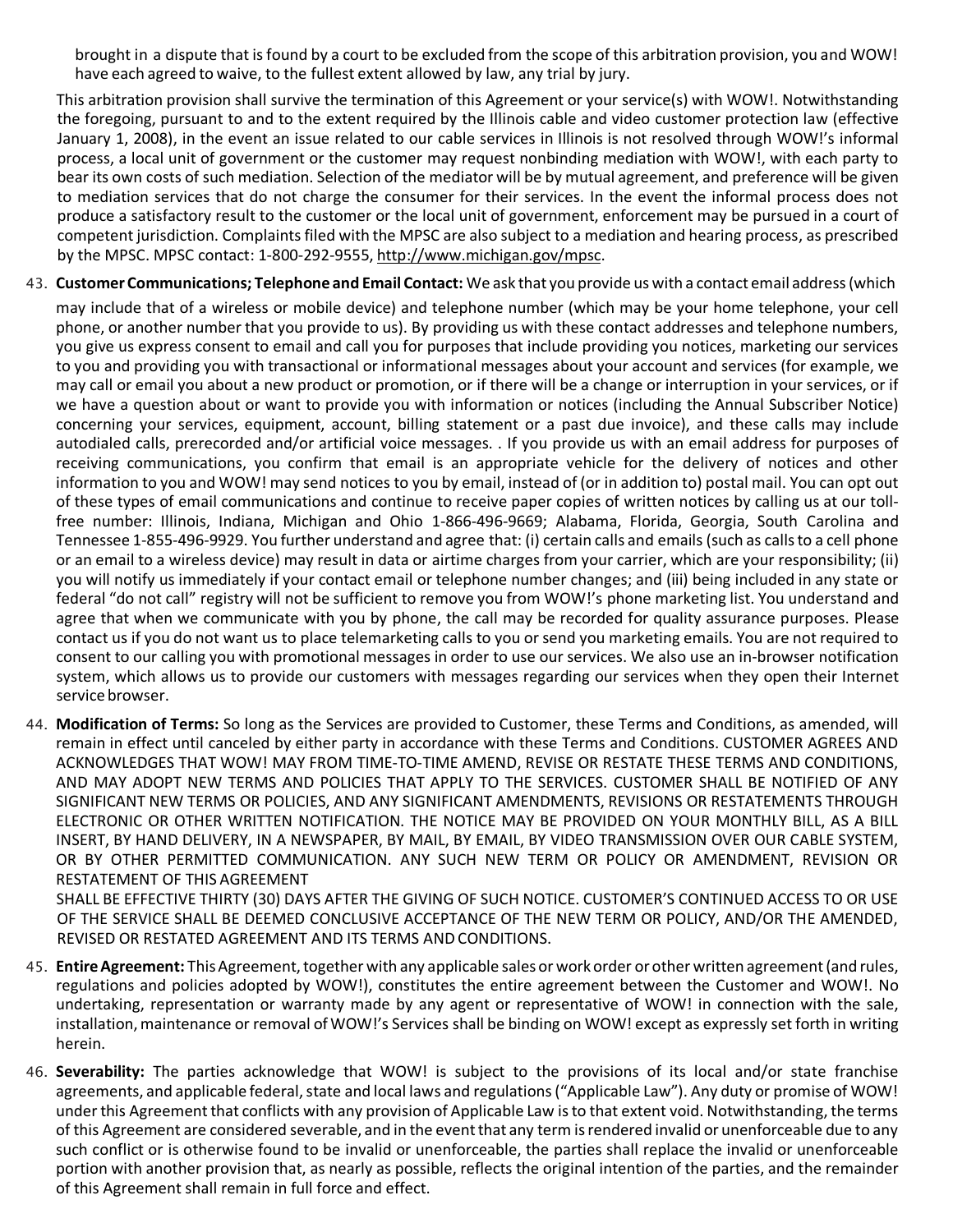brought in a dispute that is found by a court to be excluded from the scope of this arbitration provision, you and WOW! have each agreed to waive, to the fullest extent allowed by law, any trial by jury.

This arbitration provision shall survive the termination of this Agreement or your service(s) with WOW!. Notwithstanding the foregoing, pursuant to and to the extent required by the Illinois cable and video customer protection law (effective January 1, 2008), in the event an issue related to our cable services in Illinois is not resolved through WOW!'s informal process, a local unit of government or the customer may request nonbinding mediation with WOW!, with each party to bear its own costs of such mediation. Selection of the mediator will be by mutual agreement, and preference will be given to mediation services that do not charge the consumer for their services. In the event the informal process does not produce a satisfactory result to the customer or the local unit of government, enforcement may be pursued in a court of competent jurisdiction. Complaints filed with the MPSC are also subject to a mediation and hearing process, as prescribed by the MPSC. MPSC contact: 1-800-292-9555, http://www.michigan.gov/mpsc.

43. **Customer Communications; Telephone and Email Contact:** We ask that you provide us with a contact email address (which may include that of a wireless or mobile device) and telephone number (which may be your home telephone, your cell phone, or another number that you provide to us). By providing us with these contact addresses and telephone numbers, you give us express consent to email and call you for purposes that include providing you notices, marketing our services to you and providing you with transactional or informational messages about your account and services (for example, we may call or email you about a new product or promotion, or if there will be a change or interruption in your services, or if we have a question about or want to provide you with information or notices (including the Annual Subscriber Notice) concerning your services, equipment, account, billing statement or a past due invoice), and these calls may include autodialed calls, prerecorded and/or artificial voice messages. . If you provide us with an email address for purposes of receiving communications, you confirm that email is an appropriate vehicle for the delivery of notices and other information to you and WOW! may send notices to you by email, instead of (or in addition to) postal mail. You can opt out of these types of email communications and continue to receive paper copies of written notices by calling us at our toll-free number: Illinois, Indiana, Michigan and Ohio 1-866-496-9669; Alabama, Florida, Georgia, South Carolina and Tennessee 1-855-496-9929. You further understand and agree that: (i) certain calls and emails (such as calls to a cell phone or an email to a wireless device) may result in data or airtime charges from your carrier, which are your responsibility; (ii) you will notify us immediately if your contact email or telephone number changes; and (iii) being included in any state or federal "do not call" registry will not be sufficient to remove you from WOW!'s phone marketing list. You understand and agree that when we communicate with you by phone, the call may be recorded for quality assurance purposes. Please contact us if you do not want us to place telemarketing calls to you or send you marketing emails. You are not required to consent to our calling you with promotional messages in order to use our services. We also use an in-browser notification system, which allows us to provide our customers with messages regarding our services when they open their Internet service browser.

44. **Modification of Terms:** So long as the Services are provided to Customer, these Terms and Conditions, as amended, will remain in effect until canceled by either party in accordance with these Terms and Conditions. CUSTOMER AGREES AND ACKNOWLEDGES THAT WOW! MAY FROM TIME-TO-TIME AMEND, REVISE OR RESTATE THESE TERMS AND CONDITIONS, AND MAY ADOPT NEW TERMS AND POLICIES THAT APPLY TO THE SERVICES. CUSTOMER SHALL BE NOTIFIED OF ANY SIGNIFICANT NEW TERMS OR POLICIES, AND ANY SIGNIFICANT AMENDMENTS, REVISIONS OR RESTATEMENTS THROUGH ELECTRONIC OR OTHER WRITTEN NOTIFICATION. THE NOTICE MAY BE PROVIDED ON YOUR MONTHLY BILL, AS A BILL INSERT, BY HAND DELIVERY, IN A NEWSPAPER, BY MAIL, BY EMAIL, BY VIDEO TRANSMISSION OVER OUR CABLE SYSTEM, OR BY OTHER PERMITTED COMMUNICATION. ANY SUCH NEW TERM OR POLICY OR AMENDMENT, REVISION OR RESTATEMENT OF THIS AGREEMENT SHALL BE EFFECTIVE THIRTY (30) DAYS AFTER THE GIVING OF SUCH NOTICE. CUSTOMER'S CONTINUED ACCESS TO OR USE OF THE SERVICE SHALL BE DEEMED CONCLUSIVE ACCEPTANCE OF THE NEW TERM OR POLICY, AND/OR THE AMENDED, REVISED OR RESTATED AGREEMENT AND ITS TERMS AND CONDITIONS.

45. **Entire Agreement:** This Agreement, together with any applicable sales or work order or other written agreement (and rules, regulations and policies adopted by WOW!), constitutes the entire agreement between the Customer and WOW!. No undertaking, representation or warranty made by any agent or representative of WOW! in connection with the sale, installation, maintenance or removal of WOW!'s Services shall be binding on WOW! except as expressly set forth in writing herein.

46. **Severability:** The parties acknowledge that WOW! is subject to the provisions of its local and/or state franchise agreements, and applicable federal, state and local laws and regulations ("Applicable Law"). Any duty or promise of WOW! under this Agreement that conflicts with any provision of Applicable Law is to that extent void. Notwithstanding, the terms of this Agreement are considered severable, and in the event that any term is rendered invalid or unenforceable due to any such conflict or is otherwise found to be invalid or unenforceable, the parties shall replace the invalid or unenforceable portion with another provision that, as nearly as possible, reflects the original intention of the parties, and the remainder of this Agreement shall remain in full force and effect.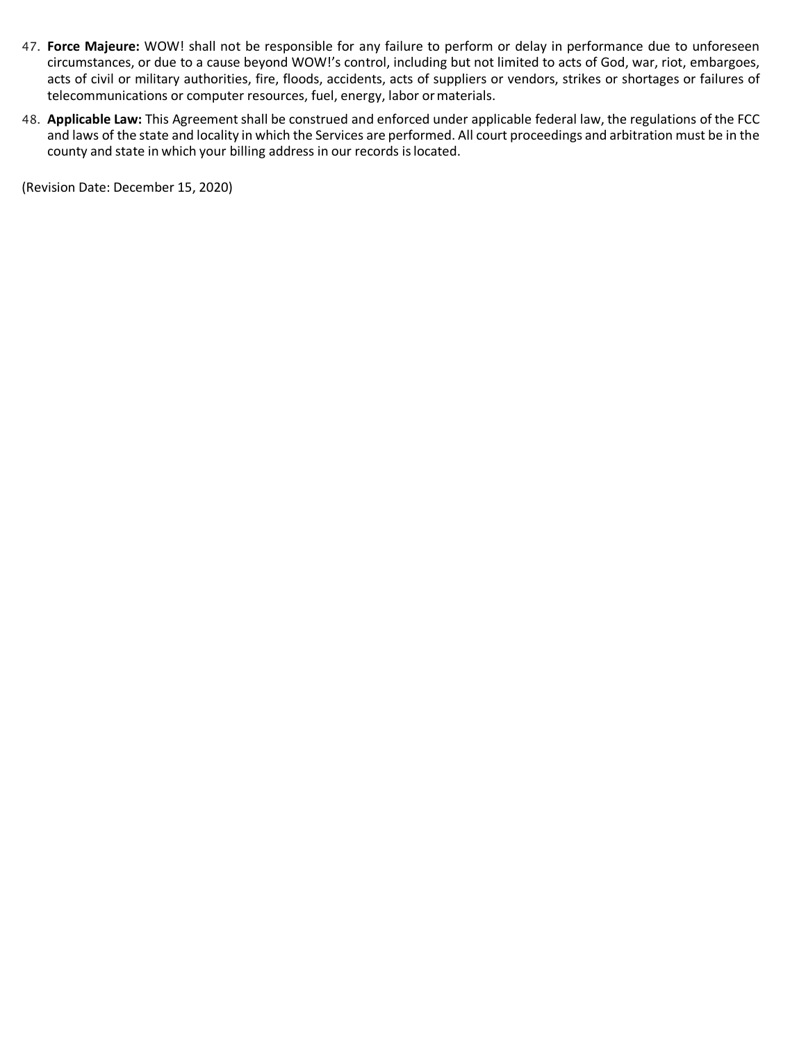47. **Force Majeure:** WOW! shall not be responsible for any failure to perform or delay in performance due to unforeseen circumstances, or due to a cause beyond WOW!'s control, including but not limited to acts of God, war, riot, embargoes, acts of civil or military authorities, fire, floods, accidents, acts of suppliers or vendors, strikes or shortages or failures of telecommunications or computer resources, fuel, energy, labor or materials.

48. **Applicable Law:** This Agreement shall be construed and enforced under applicable federal law, the regulations of the FCC and laws of the state and locality in which the Services are performed. All court proceedings and arbitration must be in the county and state in which your billing address in our records is located.

(Revision Date: December 15, 2020)